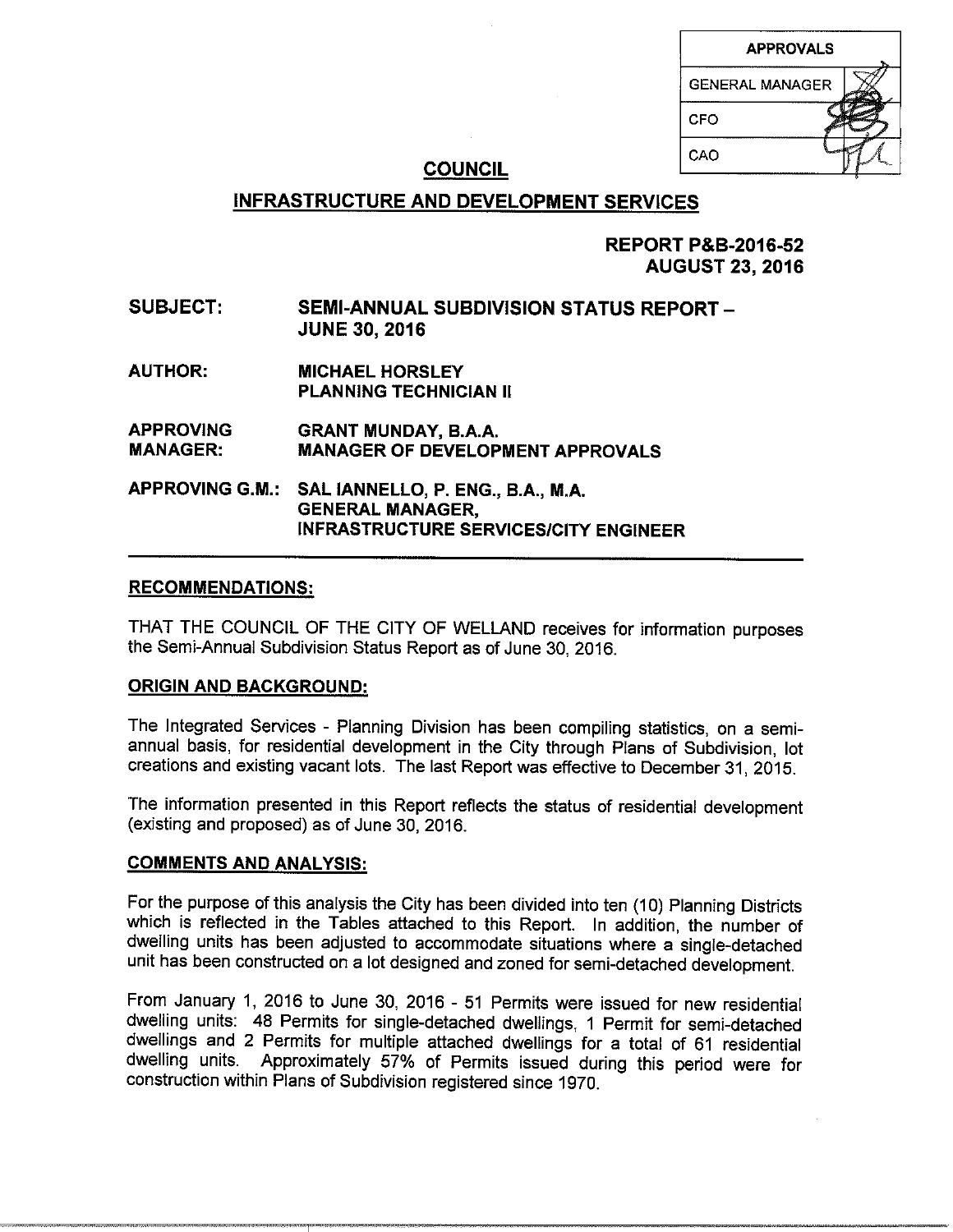| APPROVALS | |
|---|---|
| GENERAL MANAGER | |
| CFO | |
| CAO | |

# COUNCIL

## INFRASTRUCTURE AND DEVELOPMENT SERVICES

**REPORT P&B-2016-52**
**AUGUST 23, 2016**

**SUBJECT:** **SEMI-ANNUAL SUBDIVISION STATUS REPORT – JUNE 30, 2016**

**AUTHOR:** **MICHAEL HORSLEY**
**PLANNING TECHNICIAN II**

**APPROVING MANAGER:** **GRANT MUNDAY, B.A.A.**
**MANAGER OF DEVELOPMENT APPROVALS**

**APPROVING G.M.:** **SAL IANNELLO, P. ENG., B.A., M.A.**
**GENERAL MANAGER,**
**INFRASTRUCTURE SERVICES/CITY ENGINEER**

---

### RECOMMENDATIONS:

THAT THE COUNCIL OF THE CITY OF WELLAND receives for information purposes the Semi-Annual Subdivision Status Report as of June 30, 2016.

### ORIGIN AND BACKGROUND:

The Integrated Services - Planning Division has been compiling statistics, on a semi-annual basis, for residential development in the City through Plans of Subdivision, lot creations and existing vacant lots. The last Report was effective to December 31, 2015.

The information presented in this Report reflects the status of residential development (existing and proposed) as of June 30, 2016.

### COMMENTS AND ANALYSIS:

For the purpose of this analysis the City has been divided into ten (10) Planning Districts which is reflected in the Tables attached to this Report. In addition, the number of dwelling units has been adjusted to accommodate situations where a single-detached unit has been constructed on a lot designed and zoned for semi-detached development.

From January 1, 2016 to June 30, 2016 - 51 Permits were issued for new residential dwelling units: 48 Permits for single-detached dwellings, 1 Permit for semi-detached dwellings and 2 Permits for multiple attached dwellings for a total of 61 residential dwelling units. Approximately 57% of Permits issued during this period were for construction within Plans of Subdivision registered since 1970.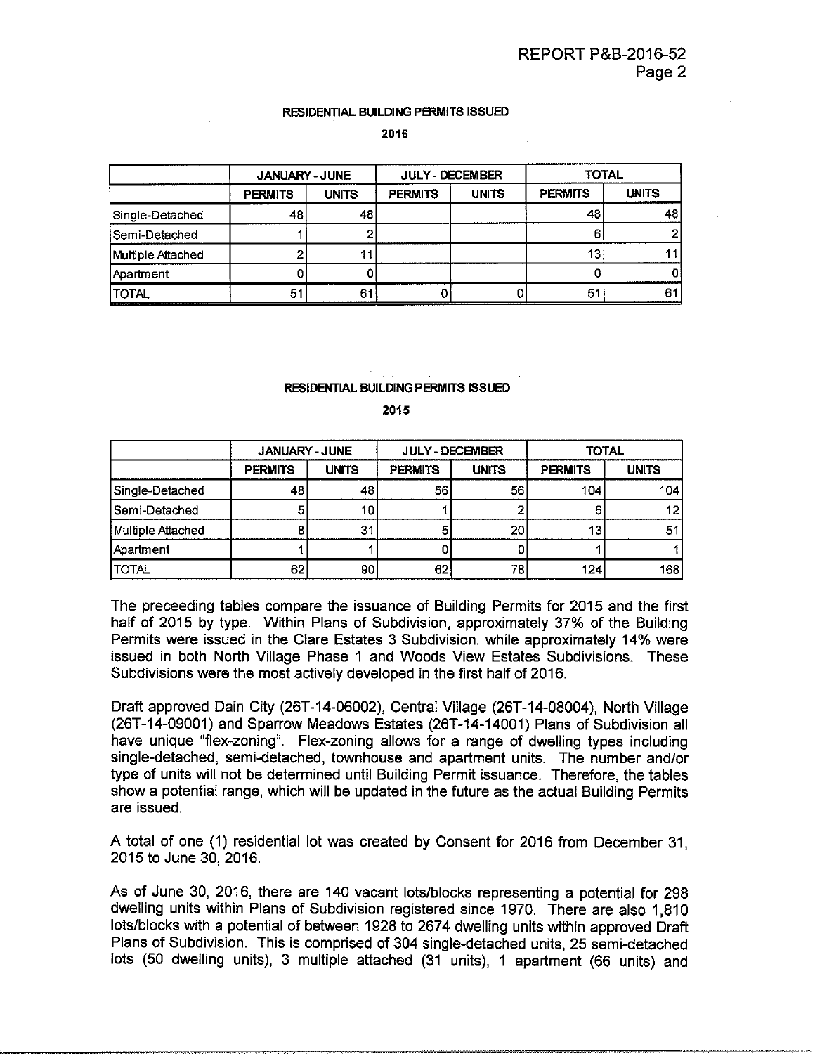**RESIDENTIAL BUILDING PERMITS ISSUED**

**2016**

| | JANUARY - JUNE | | JULY - DECEMBER | | TOTAL | |
|---|---|---|---|---|---|---|
| | PERMITS | UNITS | PERMITS | UNITS | PERMITS | UNITS |
| Single-Detached | 48 | 48 | | | 48 | 48 |
| Semi-Detached | 1 | 2 | | | 6 | 2 |
| Multiple Attached | 2 | 11 | | | 13 | 11 |
| Apartment | 0 | 0 | | | 0 | 0 |
| TOTAL | 51 | 61 | 0 | 0 | 51 | 61 |

**RESIDENTIAL BUILDING PERMITS ISSUED**

**2015**

| | JANUARY - JUNE | | JULY - DECEMBER | | TOTAL | |
|---|---|---|---|---|---|---|
| | PERMITS | UNITS | PERMITS | UNITS | PERMITS | UNITS |
| Single-Detached | 48 | 48 | 56 | 56 | 104 | 104 |
| Semi-Detached | 5 | 10 | 1 | 2 | 6 | 12 |
| Multiple Attached | 8 | 31 | 5 | 20 | 13 | 51 |
| Apartment | 1 | 1 | 0 | 0 | 1 | 1 |
| TOTAL | 62 | 90 | 62 | 78 | 124 | 168 |

The preceeding tables compare the issuance of Building Permits for 2015 and the first half of 2015 by type. Within Plans of Subdivision, approximately 37% of the Building Permits were issued in the Clare Estates 3 Subdivision, while approximately 14% were issued in both North Village Phase 1 and Woods View Estates Subdivisions. These Subdivisions were the most actively developed in the first half of 2016.

Draft approved Dain City (26T-14-06002), Central Village (26T-14-08004), North Village (26T-14-09001) and Sparrow Meadows Estates (26T-14-14001) Plans of Subdivision all have unique "flex-zoning". Flex-zoning allows for a range of dwelling types including single-detached, semi-detached, townhouse and apartment units. The number and/or type of units will not be determined until Building Permit issuance. Therefore, the tables show a potential range, which will be updated in the future as the actual Building Permits are issued.

A total of one (1) residential lot was created by Consent for 2016 from December 31, 2015 to June 30, 2016.

As of June 30, 2016, there are 140 vacant lots/blocks representing a potential for 298 dwelling units within Plans of Subdivision registered since 1970. There are also 1,810 lots/blocks with a potential of between 1928 to 2674 dwelling units within approved Draft Plans of Subdivision. This is comprised of 304 single-detached units, 25 semi-detached lots (50 dwelling units), 3 multiple attached (31 units), 1 apartment (66 units) and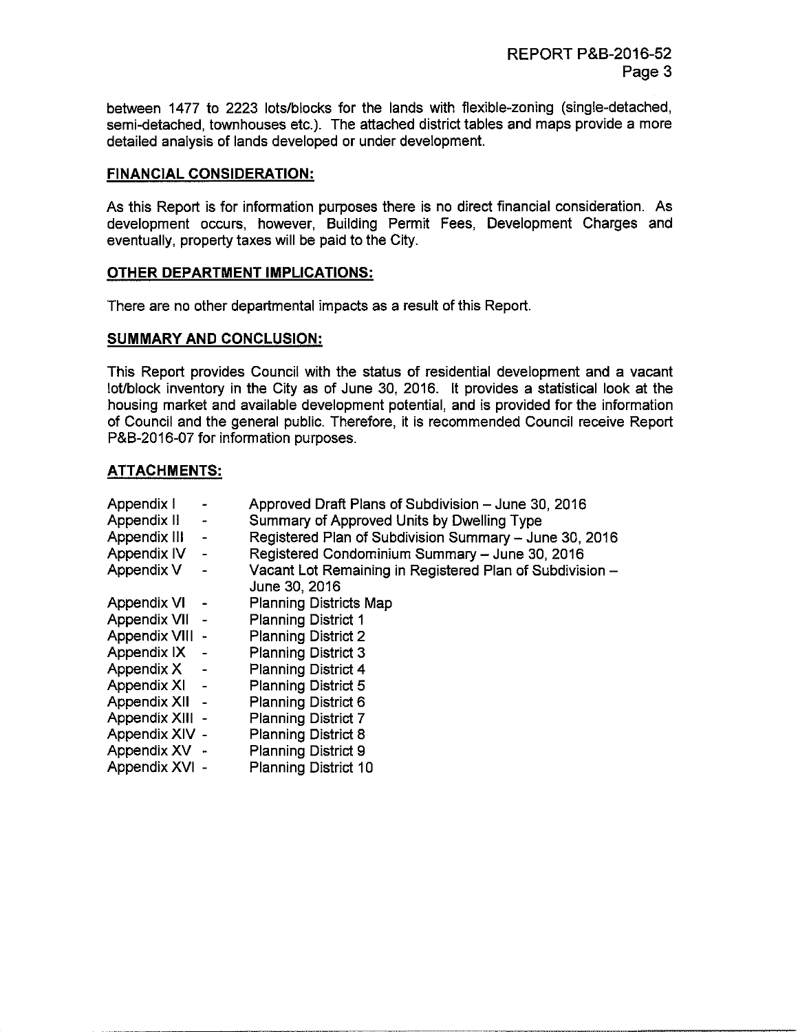between 1477 to 2223 lots/blocks for the lands with flexible-zoning (single-detached, semi-detached, townhouses etc.). The attached district tables and maps provide a more detailed analysis of lands developed or under development.

## FINANCIAL CONSIDERATION:

As this Report is for information purposes there is no direct financial consideration. As development occurs, however, Building Permit Fees, Development Charges and eventually, property taxes will be paid to the City.

## OTHER DEPARTMENT IMPLICATIONS:

There are no other departmental impacts as a result of this Report.

## SUMMARY AND CONCLUSION:

This Report provides Council with the status of residential development and a vacant lot/block inventory in the City as of June 30, 2016. It provides a statistical look at the housing market and available development potential, and is provided for the information of Council and the general public. Therefore, it is recommended Council receive Report P&B-2016-07 for information purposes.

## ATTACHMENTS:

| | | |
|---|---|---|
| Appendix I | - | Approved Draft Plans of Subdivision – June 30, 2016 |
| Appendix II | - | Summary of Approved Units by Dwelling Type |
| Appendix III | - | Registered Plan of Subdivision Summary – June 30, 2016 |
| Appendix IV | - | Registered Condominium Summary – June 30, 2016 |
| Appendix V | - | Vacant Lot Remaining in Registered Plan of Subdivision – June 30, 2016 |
| Appendix VI | - | Planning Districts Map |
| Appendix VII | - | Planning District 1 |
| Appendix VIII | - | Planning District 2 |
| Appendix IX | - | Planning District 3 |
| Appendix X | - | Planning District 4 |
| Appendix XI | - | Planning District 5 |
| Appendix XII | - | Planning District 6 |
| Appendix XIII | - | Planning District 7 |
| Appendix XIV | - | Planning District 8 |
| Appendix XV | - | Planning District 9 |
| Appendix XVI | - | Planning District 10 |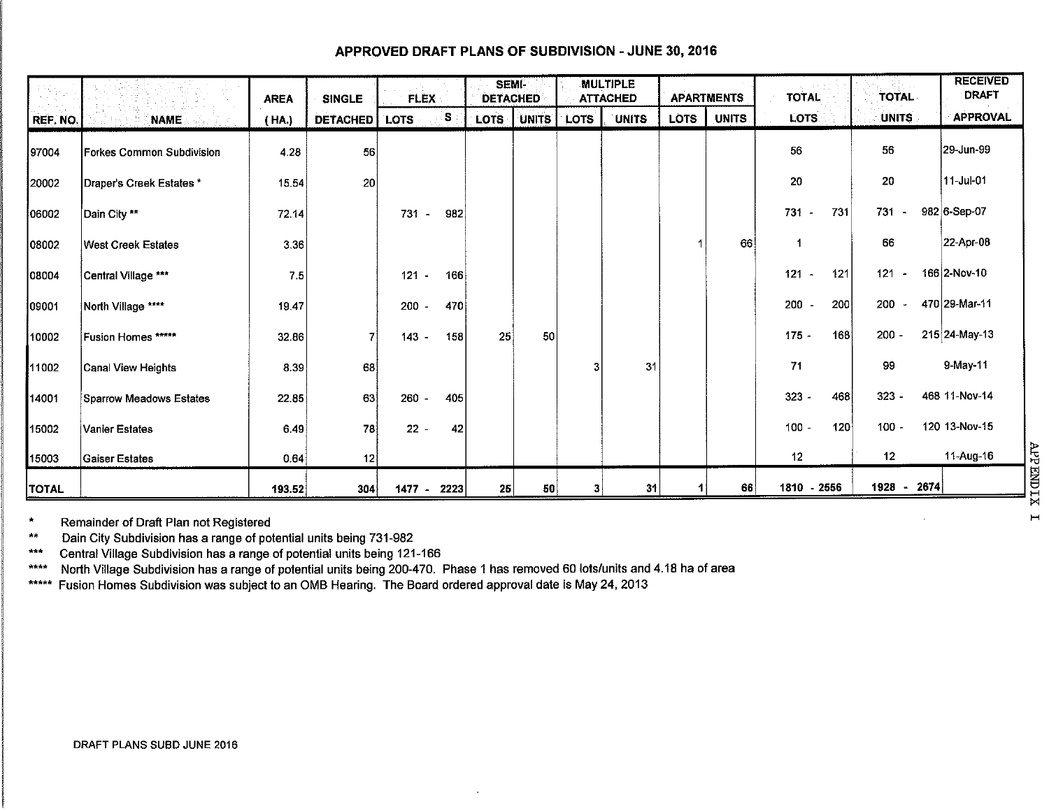## APPROVED DRAFT PLANS OF SUBDIVISION - JUNE 30, 2016

| REF. NO. | NAME | AREA (HA.) | SINGLE DETACHED | FLEX LOTS | FLEX S | SEMI-DETACHED LOTS | SEMI-DETACHED UNITS | MULTIPLE ATTACHED LOTS | MULTIPLE ATTACHED UNITS | APARTMENTS LOTS | APARTMENTS UNITS | TOTAL LOTS | TOTAL UNITS | RECEIVED DRAFT APPROVAL |
|---|---|---|---|---|---|---|---|---|---|---|---|---|---|---|
| 97004 | Forkes Common Subdivision | 4.28 | 56 | | | | | | | | | 56 | 56 | 29-Jun-99 |
| 20002 | Draper's Creek Estates * | 15.54 | 20 | | | | | | | | | 20 | 20 | 11-Jul-01 |
| 06002 | Dain City ** | 72.14 | | 731 - | 982 | | | | | | | 731 - 731 | 731 - 982 | 6-Sep-07 |
| 08002 | West Creek Estates | 3.36 | | | | | | | | 1 | 66 | 1 | 66 | 22-Apr-08 |
| 08004 | Central Village *** | 7.5 | | 121 - | 166 | | | | | | | 121 - 121 | 121 - 166 | 2-Nov-10 |
| 09001 | North Village **** | 19.47 | | 200 - | 470 | | | | | | | 200 - 200 | 200 - 470 | 29-Mar-11 |
| 10002 | Fusion Homes ***** | 32.86 | 7 | 143 - | 158 | 25 | 50 | | | | | 175 - 168 | 200 - 215 | 24-May-13 |
| 11002 | Canal View Heights | 8.39 | 68 | | | | | 3 | 31 | | | 71 | 99 | 9-May-11 |
| 14001 | Sparrow Meadows Estates | 22.85 | 63 | 260 - | 405 | | | | | | | 323 - 468 | 323 - 468 | 11-Nov-14 |
| 15002 | Vanier Estates | 6.49 | 78 | 22 - | 42 | | | | | | | 100 - 120 | 100 - 120 | 13-Nov-15 |
| 15003 | Gaiser Estates | 0.64 | 12 | | | | | | | | | 12 | 12 | 11-Aug-16 |
| TOTAL | | 193.52 | 304 | 1477 - | 2223 | 25 | 50 | 3 | 31 | 1 | 66 | 1810 - 2556 | 1928 - 2674 | |

\* Remainder of Draft Plan not Registered

\** Dain City Subdivision has a range of potential units being 731-982

\*** Central Village Subdivision has a range of potential units being 121-166

\**** North Village Subdivision has a range of potential units being 200-470. Phase 1 has removed 60 lots/units and 4.18 ha of area

\***** Fusion Homes Subdivision was subject to an OMB Hearing. The Board ordered approval date is May 24, 2013

APPENDIX I

DRAFT PLANS SUBD JUNE 2016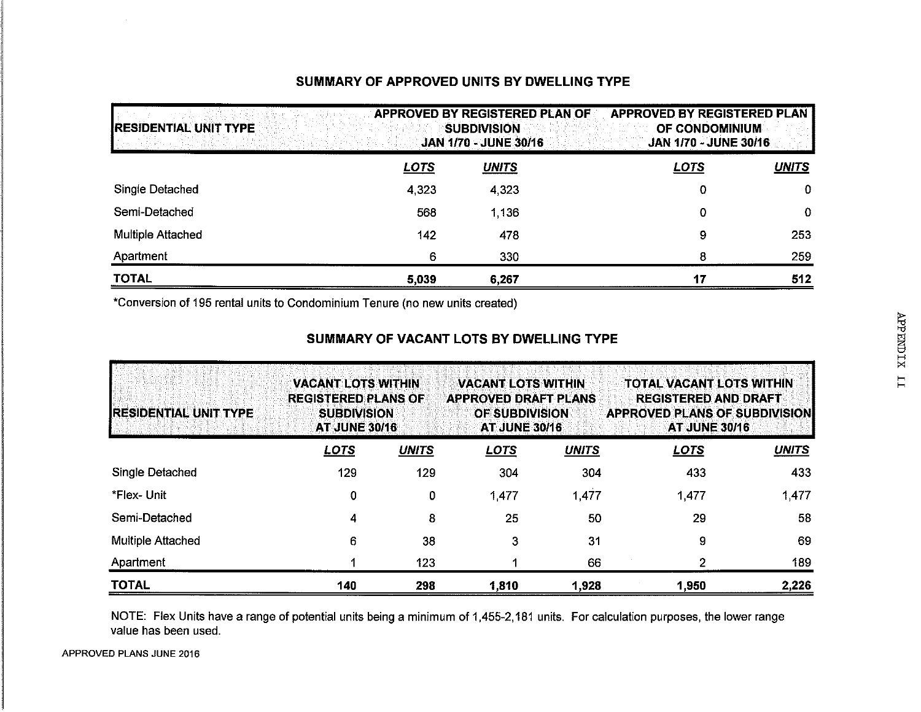## SUMMARY OF APPROVED UNITS BY DWELLING TYPE

| RESIDENTIAL UNIT TYPE | APPROVED BY REGISTERED PLAN OF SUBDIVISION JAN 1/70 - JUNE 30/16 | | APPROVED BY REGISTERED PLAN OF CONDOMINIUM JAN 1/70 - JUNE 30/16 | |
|---|---|---|---|---|
| | ***LOTS*** | ***UNITS*** | ***LOTS*** | ***UNITS*** |
| Single Detached | 4,323 | 4,323 | 0 | 0 |
| Semi-Detached | 568 | 1,136 | 0 | 0 |
| Multiple Attached | 142 | 478 | 9 | 253 |
| Apartment | 6 | 330 | 8 | 259 |
| **TOTAL** | **5,039** | **6,267** | **17** | **512** |

*Conversion of 195 rental units to Condominium Tenure (no new units created)

## SUMMARY OF VACANT LOTS BY DWELLING TYPE

| RESIDENTIAL UNIT TYPE | VACANT LOTS WITHIN REGISTERED PLANS OF SUBDIVISION AT JUNE 30/16 | | VACANT LOTS WITHIN APPROVED DRAFT PLANS OF SUBDIVISION AT JUNE 30/16 | | TOTAL VACANT LOTS WITHIN REGISTERED AND DRAFT APPROVED PLANS OF SUBDIVISION AT JUNE 30/16 | |
|---|---|---|---|---|---|---|
| | ***LOTS*** | ***UNITS*** | ***LOTS*** | ***UNITS*** | ***LOTS*** | ***UNITS*** |
| Single Detached | 129 | 129 | 304 | 304 | 433 | 433 |
| *Flex- Unit | 0 | 0 | 1,477 | 1,477 | 1,477 | 1,477 |
| Semi-Detached | 4 | 8 | 25 | 50 | 29 | 58 |
| Multiple Attached | 6 | 38 | 3 | 31 | 9 | 69 |
| Apartment | 1 | 123 | 1 | 66 | 2 | 189 |
| **TOTAL** | **140** | **298** | **1,810** | **1,928** | **1,950** | **2,226** |

NOTE: Flex Units have a range of potential units being a minimum of 1,455-2,181 units. For calculation purposes, the lower range value has been used.

APPROVED PLANS JUNE 2016

APPENDIX II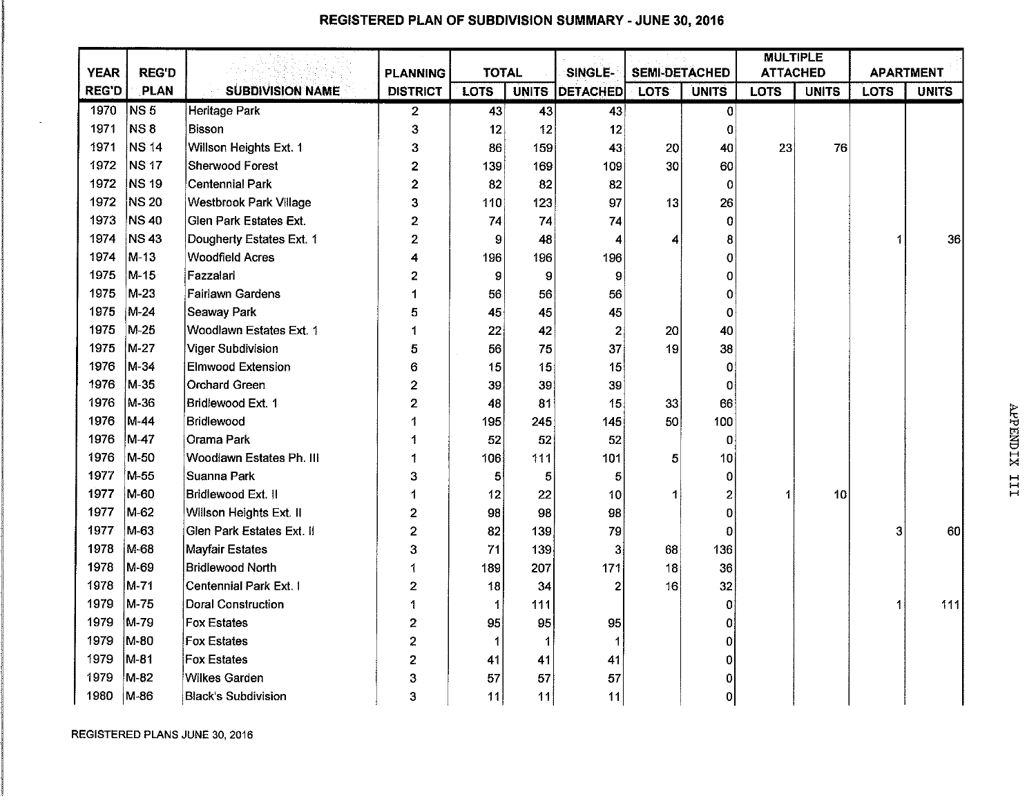# REGISTERED PLAN OF SUBDIVISION SUMMARY - JUNE 30, 2016

| YEAR REG'D | REG'D PLAN | SUBDIVISION NAME | PLANNING DISTRICT | TOTAL | | SINGLE-DETACHED | SEMI-DETACHED | | MULTIPLE ATTACHED | | APARTMENT | |
|---|---|---|---|---|---|---|---|---|---|---|---|---|
| | | | | LOTS | UNITS | | LOTS | UNITS | LOTS | UNITS | LOTS | UNITS |
| 1970 | NS 5 | Heritage Park | 2 | 43 | 43 | 43 | | 0 | | | | |
| 1971 | NS 8 | Bisson | 3 | 12 | 12 | 12 | | 0 | | | | |
| 1971 | NS 14 | Willson Heights Ext. 1 | 3 | 86 | 159 | 43 | 20 | 40 | 23 | 76 | | |
| 1972 | NS 17 | Sherwood Forest | 2 | 139 | 169 | 109 | 30 | 60 | | | | |
| 1972 | NS 19 | Centennial Park | 2 | 82 | 82 | 82 | | 0 | | | | |
| 1972 | NS 20 | Westbrook Park Village | 3 | 110 | 123 | 97 | 13 | 26 | | | | |
| 1973 | NS 40 | Glen Park Estates Ext. | 2 | 74 | 74 | 74 | | 0 | | | | |
| 1974 | NS 43 | Dougherty Estates Ext. 1 | 2 | 9 | 48 | 4 | 4 | 8 | | | 1 | 36 |
| 1974 | M-13 | Woodfield Acres | 4 | 196 | 196 | 196 | | 0 | | | | |
| 1975 | M-15 | Fazzalari | 2 | 9 | 9 | 9 | | 0 | | | | |
| 1975 | M-23 | Fairlawn Gardens | 1 | 56 | 56 | 56 | | 0 | | | | |
| 1975 | M-24 | Seaway Park | 5 | 45 | 45 | 45 | | 0 | | | | |
| 1975 | M-25 | Woodlawn Estates Ext. 1 | 1 | 22 | 42 | 2 | 20 | 40 | | | | |
| 1975 | M-27 | Viger Subdivision | 5 | 56 | 75 | 37 | 19 | 38 | | | | |
| 1976 | M-34 | Elmwood Extension | 6 | 15 | 15 | 15 | | 0 | | | | |
| 1976 | M-35 | Orchard Green | 2 | 39 | 39 | 39 | | 0 | | | | |
| 1976 | M-36 | Bridlewood Ext. 1 | 2 | 48 | 81 | 15 | 33 | 66 | | | | |
| 1976 | M-44 | Bridlewood | 1 | 195 | 245 | 145 | 50 | 100 | | | | |
| 1976 | M-47 | Orama Park | 1 | 52 | 52 | 52 | | 0 | | | | |
| 1976 | M-50 | Woodlawn Estates Ph. III | 1 | 106 | 111 | 101 | 5 | 10 | | | | |
| 1977 | M-55 | Suanna Park | 3 | 5 | 5 | 5 | | 0 | | | | |
| 1977 | M-60 | Bridlewood Ext. II | 1 | 12 | 22 | 10 | 1 | 2 | 1 | 10 | | |
| 1977 | M-62 | Willson Heights Ext. II | 2 | 98 | 98 | 98 | | 0 | | | | |
| 1977 | M-63 | Glen Park Estates Ext. II | 2 | 82 | 139 | 79 | | 0 | | | 3 | 60 |
| 1978 | M-68 | Mayfair Estates | 3 | 71 | 139 | 3 | 68 | 136 | | | | |
| 1978 | M-69 | Bridlewood North | 1 | 189 | 207 | 171 | 18 | 36 | | | | |
| 1978 | M-71 | Centennial Park Ext. I | 2 | 18 | 34 | 2 | 16 | 32 | | | | |
| 1979 | M-75 | Doral Construction | 1 | 1 | 111 | | | 0 | | | 1 | 111 |
| 1979 | M-79 | Fox Estates | 2 | 95 | 95 | 95 | | 0 | | | | |
| 1979 | M-80 | Fox Estates | 2 | 1 | 1 | 1 | | 0 | | | | |
| 1979 | M-81 | Fox Estates | 2 | 41 | 41 | 41 | | 0 | | | | |
| 1979 | M-82 | Wilkes Garden | 3 | 57 | 57 | 57 | | 0 | | | | |
| 1980 | M-86 | Black's Subdivision | 3 | 11 | 11 | 11 | | 0 | | | | |

APPENDIX III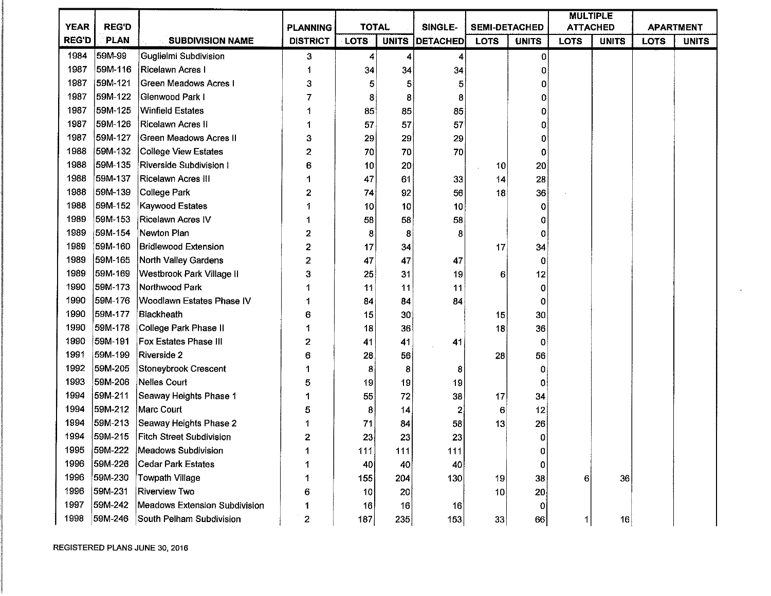| YEAR REG'D | REG'D PLAN | SUBDIVISION NAME | PLANNING DISTRICT | TOTAL | | SINGLE-DETACHED | SEMI-DETACHED | | MULTIPLE ATTACHED | | APARTMENT | |
|---|---|---|---|---|---|---|---|---|---|---|---|---|
| | | | | LOTS | UNITS | | LOTS | UNITS | LOTS | UNITS | LOTS | UNITS |
| 1984 | 59M-99 | Guglielmi Subdivision | 3 | 4 | 4 | 4 | | 0 | | | | |
| 1987 | 59M-116 | Ricelawn Acres I | 1 | 34 | 34 | 34 | | 0 | | | | |
| 1987 | 59M-121 | Green Meadows Acres I | 3 | 5 | 5 | 5 | | 0 | | | | |
| 1987 | 59M-122 | Glenwood Park I | 7 | 8 | 8 | 8 | | 0 | | | | |
| 1987 | 59M-125 | Winfield Estates | 1 | 85 | 85 | 85 | | 0 | | | | |
| 1987 | 59M-126 | Ricelawn Acres II | 1 | 57 | 57 | 57 | | 0 | | | | |
| 1987 | 59M-127 | Green Meadows Acres II | 3 | 29 | 29 | 29 | | 0 | | | | |
| 1988 | 59M-132 | College View Estates | 2 | 70 | 70 | 70 | | 0 | | | | |
| 1988 | 59M-135 | Riverside Subdivision I | 6 | 10 | 20 | | 10 | 20 | | | | |
| 1988 | 59M-137 | Ricelawn Acres III | 1 | 47 | 61 | 33 | 14 | 28 | | | | |
| 1988 | 59M-139 | College Park | 2 | 74 | 92 | 56 | 18 | 36 | | | | |
| 1988 | 59M-152 | Kaywood Estates | 1 | 10 | 10 | 10 | | 0 | | | | |
| 1989 | 59M-153 | Ricelawn Acres IV | 1 | 58 | 58 | 58 | | 0 | | | | |
| 1989 | 59M-154 | Newton Plan | 2 | 8 | 8 | 8 | | 0 | | | | |
| 1989 | 59M-160 | Bridlewood Extension | 2 | 17 | 34 | | 17 | 34 | | | | |
| 1989 | 59M-165 | North Valley Gardens | 2 | 47 | 47 | 47 | | 0 | | | | |
| 1989 | 59M-169 | Westbrook Park Village II | 3 | 25 | 31 | 19 | 6 | 12 | | | | |
| 1990 | 59M-173 | Northwood Park | 1 | 11 | 11 | 11 | | 0 | | | | |
| 1990 | 59M-176 | Woodlawn Estates Phase IV | 1 | 84 | 84 | 84 | | 0 | | | | |
| 1990 | 59M-177 | Blackheath | 6 | 15 | 30 | | 15 | 30 | | | | |
| 1990 | 59M-178 | College Park Phase II | 1 | 18 | 36 | | 18 | 36 | | | | |
| 1990 | 59M-191 | Fox Estates Phase III | 2 | 41 | 41 | 41 | | 0 | | | | |
| 1991 | 59M-199 | Riverside 2 | 6 | 28 | 56 | | 28 | 56 | | | | |
| 1992 | 59M-205 | Stoneybrook Crescent | 1 | 8 | 8 | 8 | | 0 | | | | |
| 1993 | 59M-206 | Nelles Court | 5 | 19 | 19 | 19 | | 0 | | | | |
| 1994 | 59M-211 | Seaway Heights Phase 1 | 1 | 55 | 72 | 38 | 17 | 34 | | | | |
| 1994 | 59M-212 | Marc Court | 5 | 8 | 14 | 2 | 6 | 12 | | | | |
| 1994 | 59M-213 | Seaway Heights Phase 2 | 1 | 71 | 84 | 58 | 13 | 26 | | | | |
| 1994 | 59M-215 | Fitch Street Subdivision | 2 | 23 | 23 | 23 | | 0 | | | | |
| 1995 | 59M-222 | Meadows Subdivision | 1 | 111 | 111 | 111 | | 0 | | | | |
| 1996 | 59M-226 | Cedar Park Estates | 1 | 40 | 40 | 40 | | 0 | | | | |
| 1996 | 59M-230 | Towpath Village | 1 | 155 | 204 | 130 | 19 | 38 | 6 | 36 | | |
| 1996 | 59M-231 | Riverview Two | 6 | 10 | 20 | | 10 | 20 | | | | |
| 1997 | 59M-242 | Meadows Extension Subdivision | 1 | 16 | 16 | 16 | | 0 | | | | |
| 1998 | 59M-246 | South Pelham Subdivision | 2 | 187 | 235 | 153 | 33 | 66 | 1 | 16 | | |

REGISTERED PLANS JUNE 30, 2016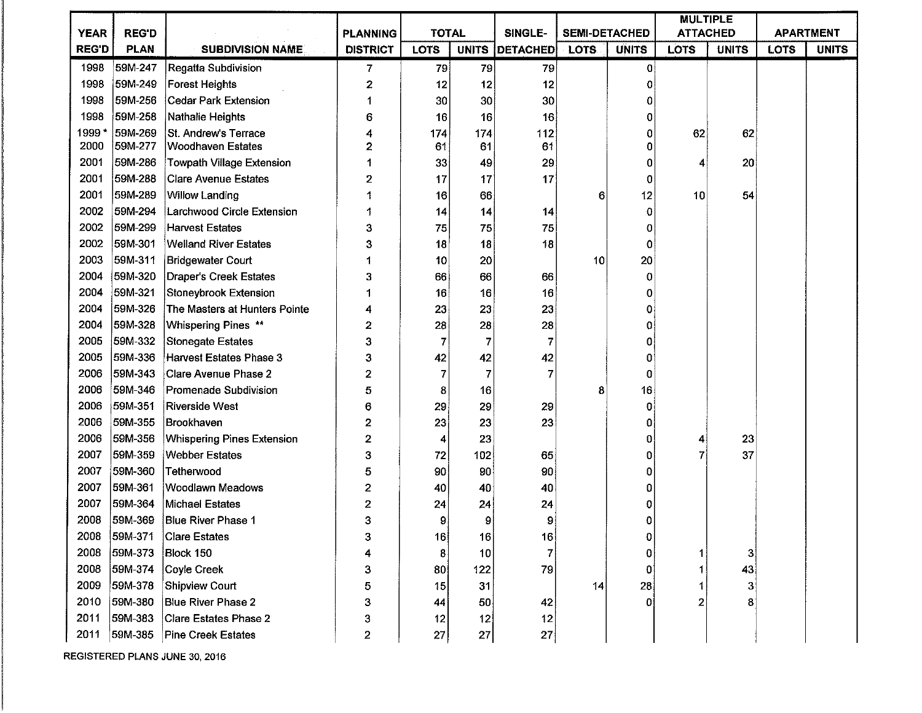| YEAR REG'D | REG'D PLAN | SUBDIVISION NAME | PLANNING DISTRICT | TOTAL | | SINGLE-DETACHED | SEMI-DETACHED | | MULTIPLE ATTACHED | | APARTMENT | |
|---|---|---|---|---|---|---|---|---|---|---|---|---|
| | | | | LOTS | UNITS | | LOTS | UNITS | LOTS | UNITS | LOTS | UNITS |
| 1998 | 59M-247 | Regatta Subdivision | 7 | 79 | 79 | 79 | | 0 | | | | |
| 1998 | 59M-249 | Forest Heights | 2 | 12 | 12 | 12 | | 0 | | | | |
| 1998 | 59M-256 | Cedar Park Extension | 1 | 30 | 30 | 30 | | 0 | | | | |
| 1998 | 59M-258 | Nathalie Heights | 6 | 16 | 16 | 16 | | 0 | | | | |
| 1999 * | 59M-269 | St. Andrew's Terrace | 4 | 174 | 174 | 112 | | 0 | 62 | 62 | | |
| 2000 | 59M-277 | Woodhaven Estates | 2 | 61 | 61 | 61 | | 0 | | | | |
| 2001 | 59M-286 | Towpath Village Extension | 1 | 33 | 49 | 29 | | 0 | 4 | 20 | | |
| 2001 | 59M-288 | Clare Avenue Estates | 2 | 17 | 17 | 17 | | 0 | | | | |
| 2001 | 59M-289 | Willow Landing | 1 | 16 | 66 | | 6 | 12 | 10 | 54 | | |
| 2002 | 59M-294 | Larchwood Circle Extension | 1 | 14 | 14 | 14 | | 0 | | | | |
| 2002 | 59M-299 | Harvest Estates | 3 | 75 | 75 | 75 | | 0 | | | | |
| 2002 | 59M-301 | Welland River Estates | 3 | 18 | 18 | 18 | | 0 | | | | |
| 2003 | 59M-311 | Bridgewater Court | 1 | 10 | 20 | | 10 | 20 | | | | |
| 2004 | 59M-320 | Draper's Creek Estates | 3 | 66 | 66 | 66 | | 0 | | | | |
| 2004 | 59M-321 | Stoneybrook Extension | 1 | 16 | 16 | 16 | | 0 | | | | |
| 2004 | 59M-326 | The Masters at Hunters Pointe | 4 | 23 | 23 | 23 | | 0 | | | | |
| 2004 | 59M-328 | Whispering Pines ** | 2 | 28 | 28 | 28 | | 0 | | | | |
| 2005 | 59M-332 | Stonegate Estates | 3 | 7 | 7 | 7 | | 0 | | | | |
| 2005 | 59M-336 | Harvest Estates Phase 3 | 3 | 42 | 42 | 42 | | 0 | | | | |
| 2006 | 59M-343 | Clare Avenue Phase 2 | 2 | 7 | 7 | 7 | | 0 | | | | |
| 2006 | 59M-346 | Promenade Subdivision | 5 | 8 | 16 | | 8 | 16 | | | | |
| 2006 | 59M-351 | Riverside West | 6 | 29 | 29 | 29 | | 0 | | | | |
| 2006 | 59M-355 | Brookhaven | 2 | 23 | 23 | 23 | | 0 | | | | |
| 2006 | 59M-356 | Whispering Pines Extension | 2 | 4 | 23 | | | 0 | 4 | 23 | | |
| 2007 | 59M-359 | Webber Estates | 3 | 72 | 102 | 65 | | 0 | 7 | 37 | | |
| 2007 | 59M-360 | Tetherwood | 5 | 90 | 90 | 90 | | 0 | | | | |
| 2007 | 59M-361 | Woodlawn Meadows | 2 | 40 | 40 | 40 | | 0 | | | | |
| 2007 | 59M-364 | Michael Estates | 2 | 24 | 24 | 24 | | 0 | | | | |
| 2008 | 59M-369 | Blue River Phase 1 | 3 | 9 | 9 | 9 | | 0 | | | | |
| 2008 | 59M-371 | Clare Estates | 3 | 16 | 16 | 16 | | 0 | | | | |
| 2008 | 59M-373 | Block 150 | 4 | 8 | 10 | 7 | | 0 | 1 | 3 | | |
| 2008 | 59M-374 | Coyle Creek | 3 | 80 | 122 | 79 | | 0 | 1 | 43 | | |
| 2009 | 59M-378 | Shipview Court | 5 | 15 | 31 | | 14 | 28 | 1 | 3 | | |
| 2010 | 59M-380 | Blue River Phase 2 | 3 | 44 | 50 | 42 | | 0 | 2 | 8 | | |
| 2011 | 59M-383 | Clare Estates Phase 2 | 3 | 12 | 12 | 12 | | | | | | |
| 2011 | 59M-385 | Pine Creek Estates | 2 | 27 | 27 | 27 | | | | | | |

REGISTERED PLANS JUNE 30, 2016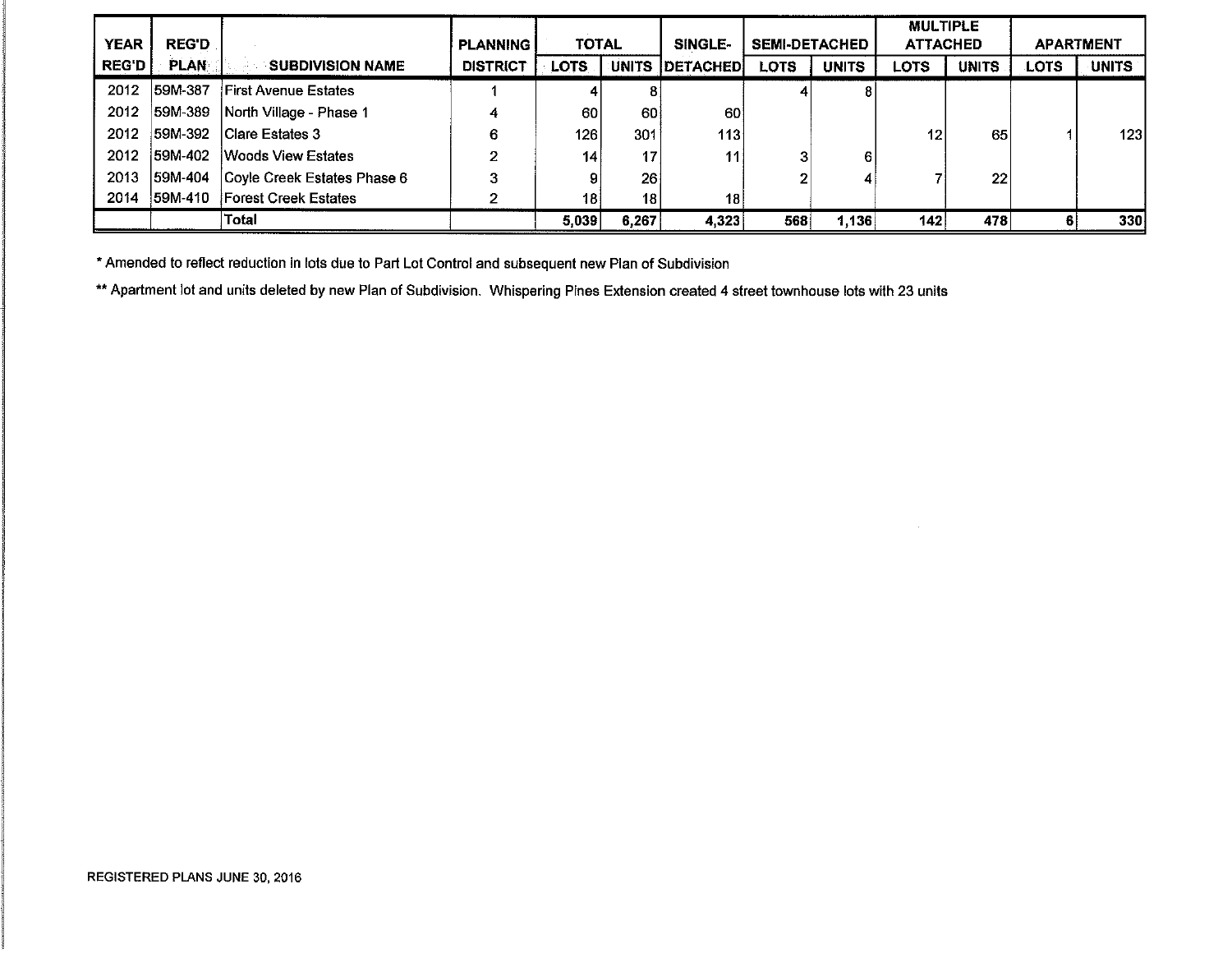| YEAR REG'D | REG'D PLAN | SUBDIVISION NAME | PLANNING DISTRICT | TOTAL | | SINGLE-DETACHED | SEMI-DETACHED | | MULTIPLE ATTACHED | | APARTMENT | |
|---|---|---|---|---|---|---|---|---|---|---|---|---|
| | | | | LOTS | UNITS | | LOTS | UNITS | LOTS | UNITS | LOTS | UNITS |
| 2012 | 59M-387 | First Avenue Estates | 1 | 4 | 8 | | 4 | 8 | | | | |
| 2012 | 59M-389 | North Village - Phase 1 | 4 | 60 | 60 | 60 | | | | | | |
| 2012 | 59M-392 | Clare Estates 3 | 6 | 126 | 301 | 113 | | | 12 | 65 | 1 | 123 |
| 2012 | 59M-402 | Woods View Estates | 2 | 14 | 17 | 11 | 3 | 6 | | | | |
| 2013 | 59M-404 | Coyle Creek Estates Phase 6 | 3 | 9 | 26 | | 2 | 4 | 7 | 22 | | |
| 2014 | 59M-410 | Forest Creek Estates | 2 | 18 | 18 | 18 | | | | | | |
| | | **Total** | | **5,039** | **6,267** | **4,323** | **568** | **1,136** | **142** | **478** | **6** | **330** |

* Amended to reflect reduction in lots due to Part Lot Control and subsequent new Plan of Subdivision

** Apartment lot and units deleted by new Plan of Subdivision. Whispering Pines Extension created 4 street townhouse lots with 23 units

REGISTERED PLANS JUNE 30, 2016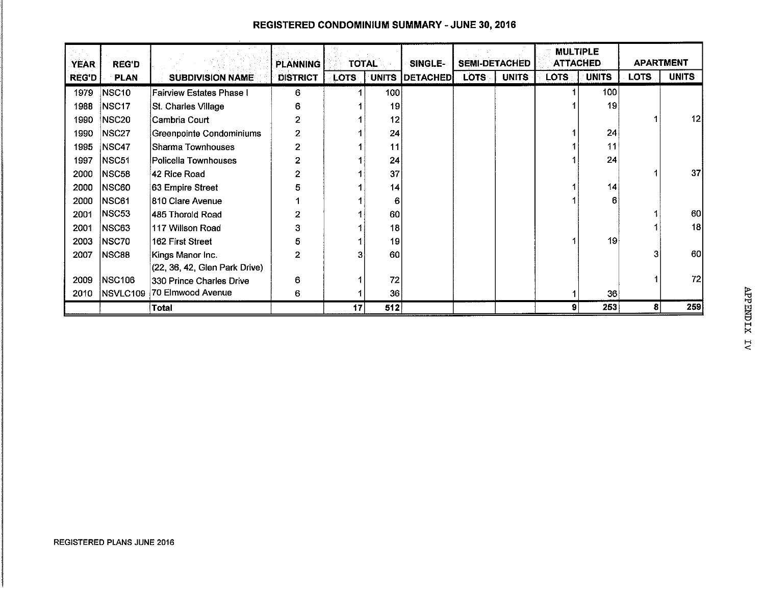## REGISTERED CONDOMINIUM SUMMARY - JUNE 30, 2016

| YEAR REG'D | REG'D PLAN | SUBDIVISION NAME | PLANNING DISTRICT | TOTAL | | SINGLE-DETACHED | SEMI-DETACHED | | MULTIPLE ATTACHED | | APARTMENT | |
|---|---|---|---|---|---|---|---|---|---|---|---|---|
| | | | | LOTS | UNITS | | LOTS | UNITS | LOTS | UNITS | LOTS | UNITS |
| 1979 | NSC10 | Fairview Estates Phase I | 6 | 1 | 100 | | | | 1 | 100 | | |
| 1988 | NSC17 | St. Charles Village | 6 | 1 | 19 | | | | 1 | 19 | | |
| 1990 | NSC20 | Cambria Court | 2 | 1 | 12 | | | | | | 1 | 12 |
| 1990 | NSC27 | Greenpointe Condominiums | 2 | 1 | 24 | | | | 1 | 24 | | |
| 1995 | NSC47 | Sharma Townhouses | 2 | 1 | 11 | | | | 1 | 11 | | |
| 1997 | NSC51 | Policella Townhouses | 2 | 1 | 24 | | | | 1 | 24 | | |
| 2000 | NSC58 | 42 Rice Road | 2 | 1 | 37 | | | | | | 1 | 37 |
| 2000 | NSC60 | 63 Empire Street | 5 | 1 | 14 | | | | 1 | 14 | | |
| 2000 | NSC61 | 810 Clare Avenue | 1 | 1 | 6 | | | | 1 | 6 | | |
| 2001 | NSC53 | 485 Thorold Road | 2 | 1 | 60 | | | | | | 1 | 60 |
| 2001 | NSC63 | 117 Willson Road | 3 | 1 | 18 | | | | | | 1 | 18 |
| 2003 | NSC70 | 162 First Street | 5 | 1 | 19 | | | | 1 | 19 | | |
| 2007 | NSC88 | Kings Manor Inc. (22, 36, 42, Glen Park Drive) | 2 | 3 | 60 | | | | | | 3 | 60 |
| 2009 | NSC106 | 330 Prince Charles Drive | 6 | 1 | 72 | | | | | | 1 | 72 |
| 2010 | NSVLC109 | 70 Elmwood Avenue | 6 | 1 | 36 | | | | 1 | 36 | | |
| | | **Total** | | **17** | **512** | | | | **9** | **253** | **8** | **259** |

APPENDIX IV

REGISTERED PLANS JUNE 2016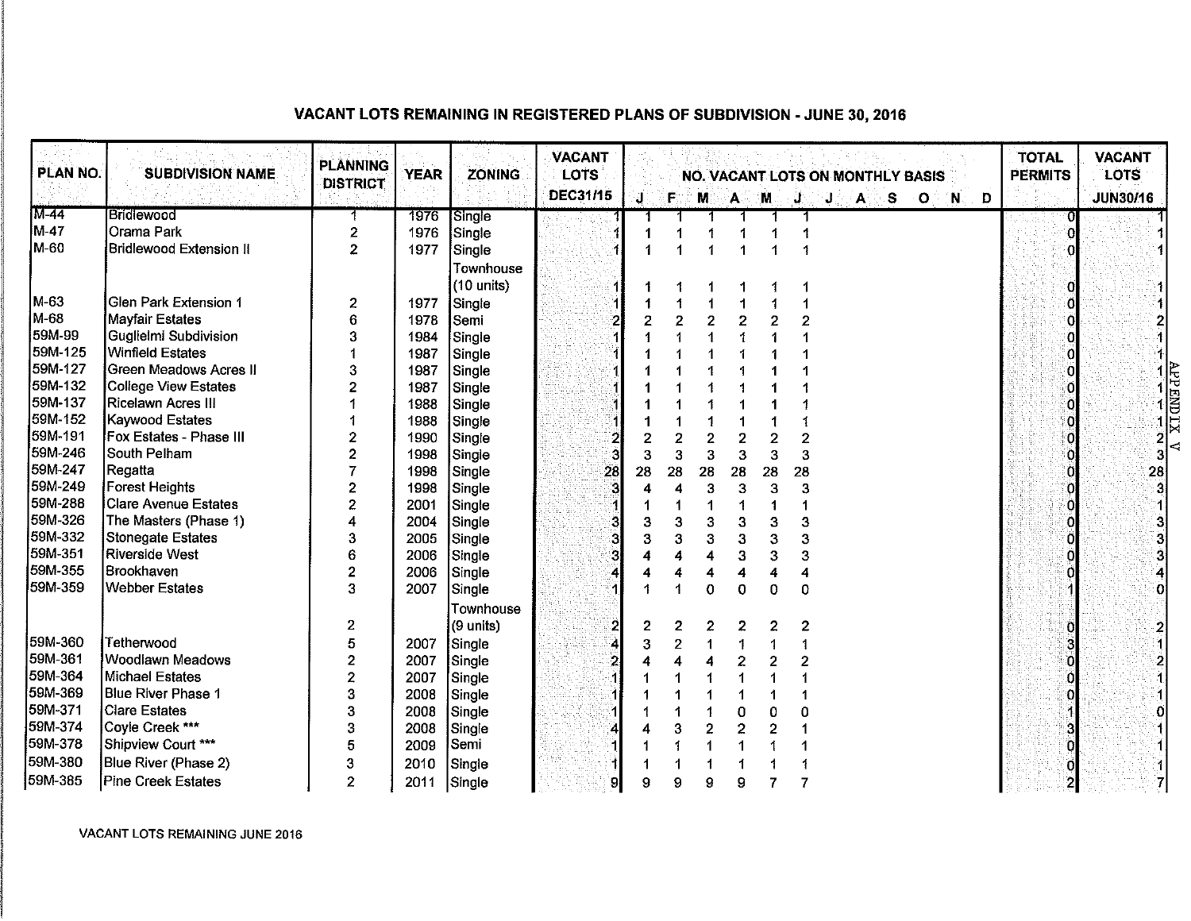# VACANT LOTS REMAINING IN REGISTERED PLANS OF SUBDIVISION - JUNE 30, 2016

| PLAN NO. | SUBDIVISION NAME | PLANNING DISTRICT | YEAR | ZONING | VACANT LOTS DEC31/15 | J | F | M | A | M | J | J | A | S | O | N | D | TOTAL PERMITS | VACANT LOTS JUN30/16 |
|---|---|---|---|---|---|---|---|---|---|---|---|---|---|---|---|---|---|---|---|
| M-44 | Bridlewood | 1 | 1976 | Single | 1 | 1 | 1 | 1 | 1 | 1 | 1 | | | | | | | 0 | 1 |
| M-47 | Orama Park | 2 | 1976 | Single | 1 | 1 | 1 | 1 | 1 | 1 | 1 | | | | | | | 0 | 1 |
| M-60 | Bridlewood Extension II | 2 | 1977 | Single | 1 | 1 | 1 | 1 | 1 | 1 | 1 | | | | | | | 0 | 1 |
| | | | | Townhouse (10 units) | 1 | 1 | 1 | 1 | 1 | 1 | 1 | | | | | | | 0 | 1 |
| M-63 | Glen Park Extension 1 | 2 | 1977 | Single | 1 | 1 | 1 | 1 | 1 | 1 | 1 | | | | | | | 0 | 1 |
| M-68 | Mayfair Estates | 6 | 1978 | Semi | 2 | 2 | 2 | 2 | 2 | 2 | 2 | | | | | | | 0 | 2 |
| 59M-99 | Guglielmi Subdivision | 3 | 1984 | Single | 1 | 1 | 1 | 1 | 1 | 1 | 1 | | | | | | | 0 | 1 |
| 59M-125 | Winfield Estates | 1 | 1987 | Single | 1 | 1 | 1 | 1 | 1 | 1 | 1 | | | | | | | 0 | 1 |
| 59M-127 | Green Meadows Acres II | 3 | 1987 | Single | 1 | 1 | 1 | 1 | 1 | 1 | 1 | | | | | | | 0 | 1 |
| 59M-132 | College View Estates | 2 | 1987 | Single | 1 | 1 | 1 | 1 | 1 | 1 | 1 | | | | | | | 0 | 1 |
| 59M-137 | Ricelawn Acres III | 1 | 1988 | Single | 1 | 1 | 1 | 1 | 1 | 1 | 1 | | | | | | | 0 | 1 |
| 59M-152 | Kaywood Estates | 1 | 1988 | Single | 1 | 1 | 1 | 1 | 1 | 1 | 1 | | | | | | | 0 | 1 |
| 59M-191 | Fox Estates - Phase III | 2 | 1990 | Single | 2 | 2 | 2 | 2 | 2 | 2 | 2 | | | | | | | 0 | 2 |
| 59M-246 | South Pelham | 2 | 1998 | Single | 3 | 3 | 3 | 3 | 3 | 3 | 3 | | | | | | | 0 | 3 |
| 59M-247 | Regatta | 7 | 1998 | Single | 28 | 28 | 28 | 28 | 28 | 28 | 28 | | | | | | | 0 | 28 |
| 59M-249 | Forest Heights | 2 | 1998 | Single | 3 | 4 | 4 | 3 | 3 | 3 | 3 | | | | | | | 0 | 3 |
| 59M-288 | Clare Avenue Estates | 2 | 2001 | Single | 1 | 1 | 1 | 1 | 1 | 1 | 1 | | | | | | | 0 | 1 |
| 59M-326 | The Masters (Phase 1) | 4 | 2004 | Single | 3 | 3 | 3 | 3 | 3 | 3 | 3 | | | | | | | 0 | 3 |
| 59M-332 | Stonegate Estates | 3 | 2005 | Single | 3 | 3 | 3 | 3 | 3 | 3 | 3 | | | | | | | 0 | 3 |
| 59M-351 | Riverside West | 6 | 2006 | Single | 3 | 4 | 4 | 4 | 3 | 3 | 3 | | | | | | | 0 | 3 |
| 59M-355 | Brookhaven | 2 | 2006 | Single | 4 | 4 | 4 | 4 | 4 | 4 | 4 | | | | | | | 0 | 4 |
| 59M-359 | Webber Estates | 3 | 2007 | Single | 1 | 1 | 1 | 0 | 0 | 0 | 0 | | | | | | | 1 | 0 |
| | | 2 | | Townhouse (9 units) | 2 | 2 | 2 | 2 | 2 | 2 | 2 | | | | | | | 0 | 2 |
| 59M-360 | Tetherwood | 5 | 2007 | Single | 4 | 3 | 2 | 1 | 1 | 1 | 1 | | | | | | | 3 | 1 |
| 59M-361 | Woodlawn Meadows | 2 | 2007 | Single | 2 | 4 | 4 | 4 | 2 | 2 | 2 | | | | | | | 0 | 2 |
| 59M-364 | Michael Estates | 2 | 2007 | Single | 1 | 1 | 1 | 1 | 1 | 1 | 1 | | | | | | | 0 | 1 |
| 59M-369 | Blue River Phase 1 | 3 | 2008 | Single | 1 | 1 | 1 | 1 | 1 | 1 | 1 | | | | | | | 0 | 1 |
| 59M-371 | Clare Estates | 3 | 2008 | Single | 1 | 1 | 1 | 1 | 0 | 0 | 0 | | | | | | | 1 | 0 |
| 59M-374 | Coyle Creek *** | 3 | 2008 | Single | 4 | 4 | 3 | 2 | 2 | 2 | 1 | | | | | | | 3 | 1 |
| 59M-378 | Shipview Court *** | 5 | 2009 | Semi | 1 | 1 | 1 | 1 | 1 | 1 | 1 | | | | | | | 0 | 1 |
| 59M-380 | Blue River (Phase 2) | 3 | 2010 | Single | 1 | 1 | 1 | 1 | 1 | 1 | 1 | | | | | | | 0 | 1 |
| 59M-385 | Pine Creek Estates | 2 | 2011 | Single | 9 | 9 | 9 | 9 | 9 | 7 | 7 | | | | | | | 2 | 7 |

APPENDIX V

VACANT LOTS REMAINING JUNE 2016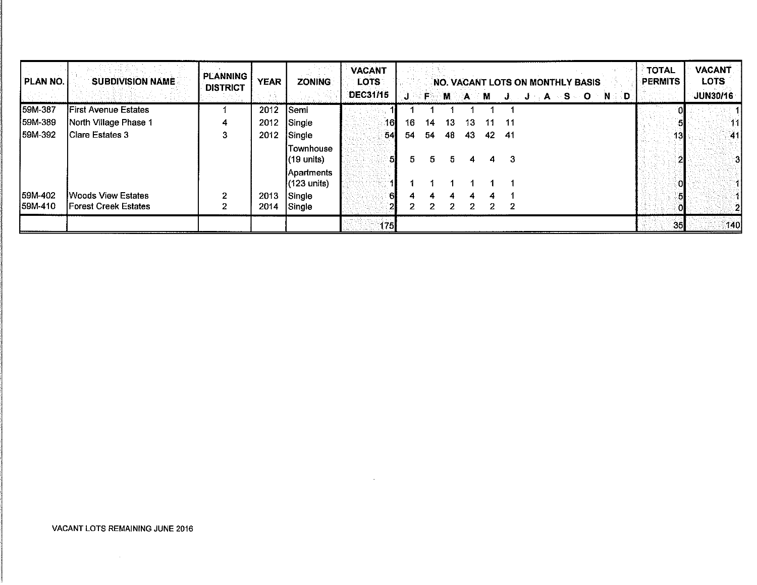| PLAN NO. | SUBDIVISION NAME | PLANNING DISTRICT | YEAR | ZONING | VACANT LOTS DEC31/15 | NO. VACANT LOTS ON MONTHLY BASIS | | | | | | | | | | | | TOTAL PERMITS | VACANT LOTS JUN30/16 |
|---|---|---|---|---|---|---|---|---|---|---|---|---|---|---|---|---|---|---|---|
| | | | | | | J | F | M | A | M | J | J | A | S | O | N | D | | |
| 59M-387 | First Avenue Estates | 1 | 2012 | Semi | 1 | 1 | 1 | 1 | 1 | 1 | 1 | | | | | | | 0 | 1 |
| 59M-389 | North Village Phase 1 | 4 | 2012 | Single | 16 | 16 | 14 | 13 | 13 | 11 | 11 | | | | | | | 5 | 11 |
| 59M-392 | Clare Estates 3 | 3 | 2012 | Single | 54 | 54 | 54 | 48 | 43 | 42 | 41 | | | | | | | 13 | 41 |
| | | | | Townhouse (19 units) | 5 | 5 | 5 | 5 | 4 | 4 | 3 | | | | | | | 2 | 3 |
| | | | | Apartments (123 units) | 1 | 1 | 1 | 1 | 1 | 1 | 1 | | | | | | | 0 | 1 |
| 59M-402 | Woods View Estates | 2 | 2013 | Single | 6 | 4 | 4 | 4 | 4 | 4 | 1 | | | | | | | 5 | 1 |
| 59M-410 | Forest Creek Estates | 2 | 2014 | Single | 2 | 2 | 2 | 2 | 2 | 2 | 2 | | | | | | | 0 | 2 |
| | | | | | 175 | | | | | | | | | | | | | 35 | 140 |

VACANT LOTS REMAINING JUNE 2016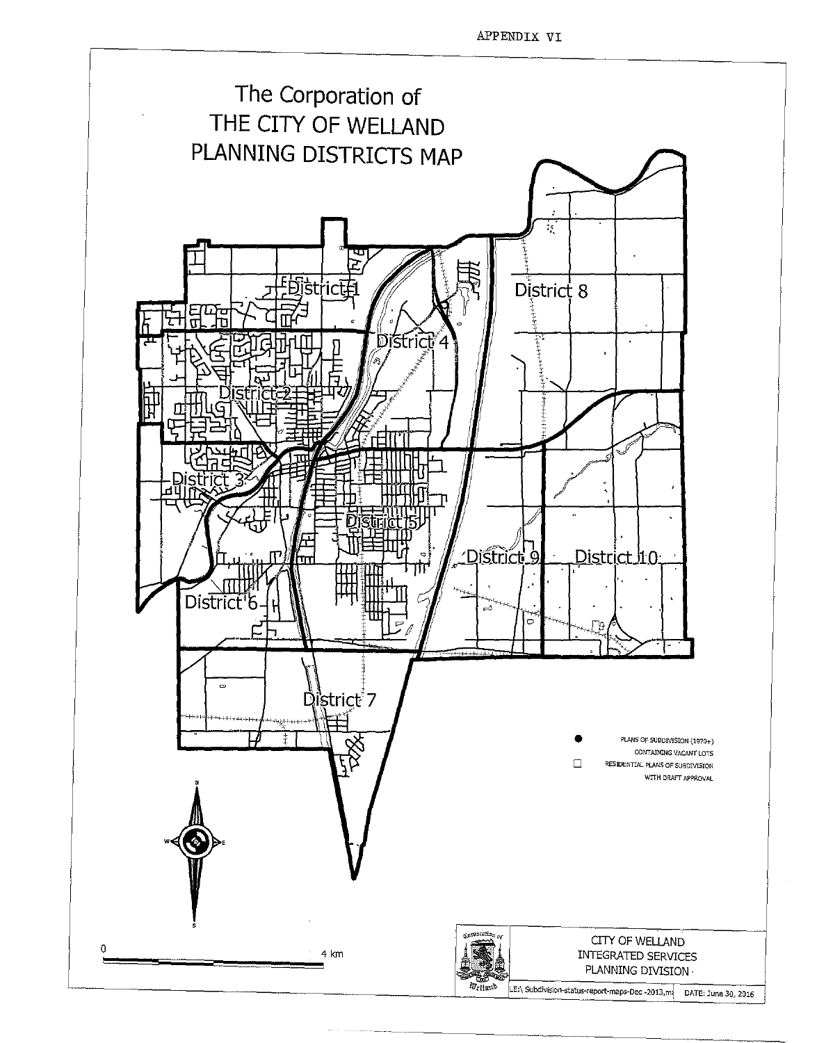APPENDIX VI

# The Corporation of THE CITY OF WELLAND PLANNING DISTRICTS MAP

District 1

District 2

District 3

District 4

District 5

District 6

District 7

District 8

District 9

District 10

● PLANS OF SUBDIVISION (1970+) CONTAINING VACANT LOTS

☐ RESIDENTIAL PLANS OF SUBDIVISION WITH DRAFT APPROVAL

0 4 km

CITY OF WELLAND
INTEGRATED SERVICES
PLANNING DIVISION

LE:\ Subdivision-status-report-maps-Dec -2013.m

DATE: June 30, 2016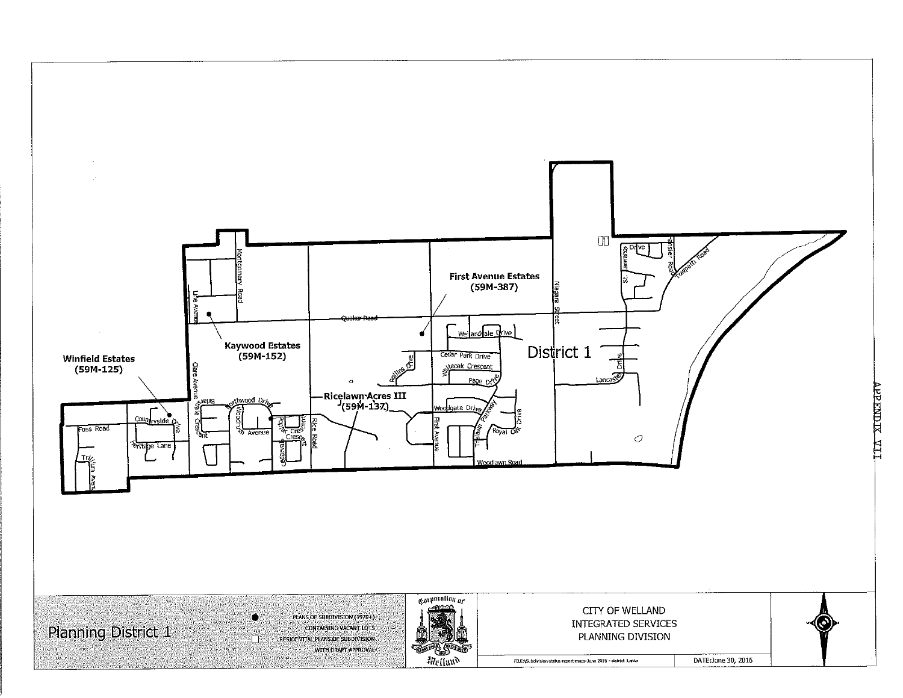APPENDIX VII

First Avenue Estates
(59M-387)

Kaywood Estates
(59M-152)

Winfield Estates
(59M-125)

Ricelawn Acres III
(59M-137)

District 1

Montgomery Road

Lile Avenue

Quaker Road

Wellandvale Drive

Cedar Park Drive

Willowoak Crescent

Rollins Drive

Page Drive

Niagara Street

St. Lawrence Drive

Lancaster Drive

Towpath Road

Clare Avenue

Briar Vale Crescent

Northwood Drive

Woodrush Avenue

Poplar Crescent

Oakwood Crescent

Cedarvale

Rice Road

Woodgate Drive

First Avenue

Trelawn Parkway

Royal Oak Drive

Woodlawn Road

Countryside Drive

Foss Road

Heritage Lane

Trillium Avenue

Planning District 1

● PLANS OF SUBDIVISION (1970+) CONTAINING VACANT LOTS

□ RESIDENTIAL PLANS OF SUBDIVISION WITH DRAFT APPROVAL

Corporation of Welland

CITY OF WELLAND
INTEGRATED SERVICES
PLANNING DIVISION

FILE:\Subdivision-status-report-maps-June 2015 - district 1.map

DATE: June 30, 2016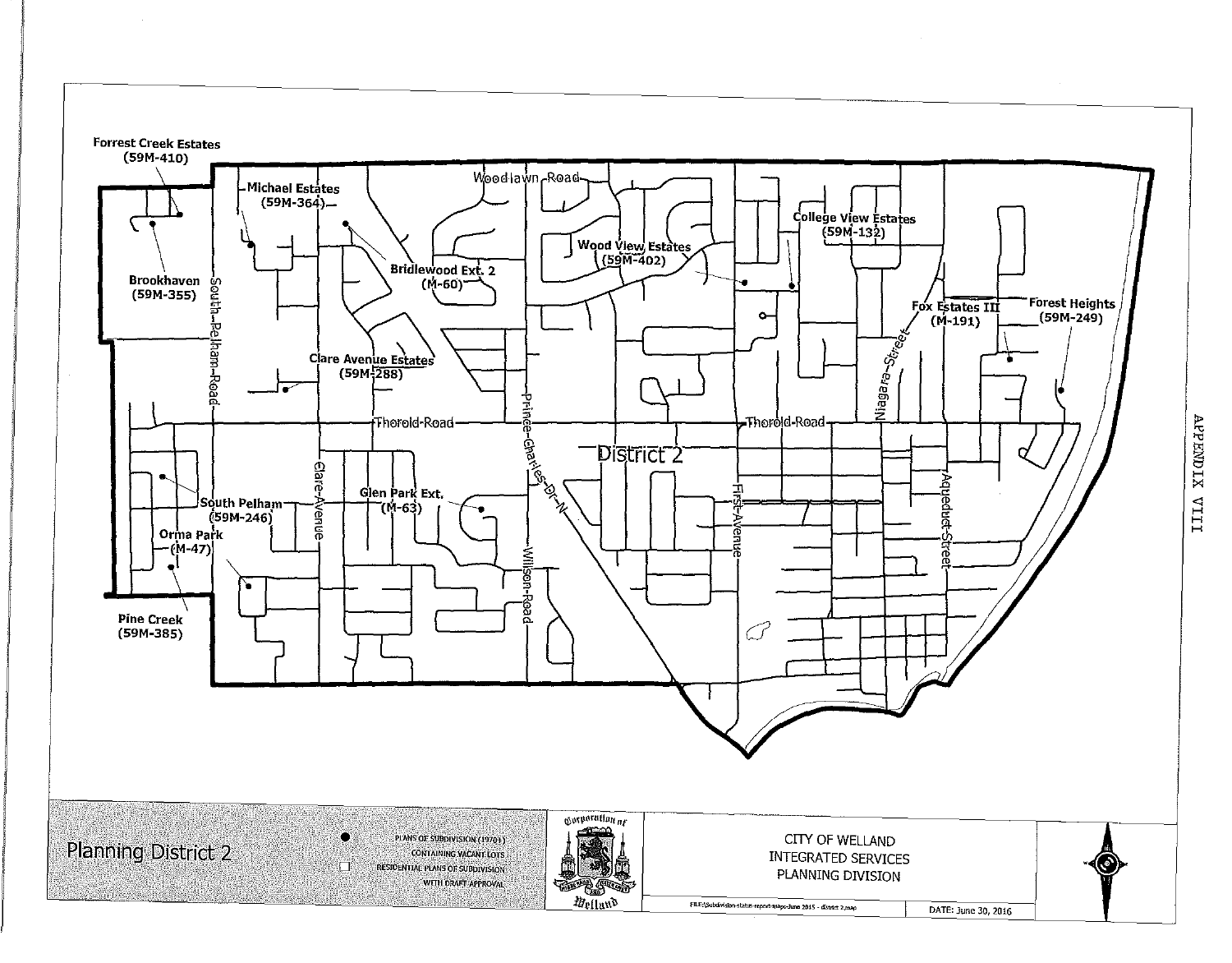APPENDIX VIII

Forrest Creek Estates (59M-410)

Brookhaven (59M-355)

Michael Estates (59M-364)

Bridlewood Ext. 2 (M-60)

Clare Avenue Estates (59M-288)

Wood View Estates (59M-402)

College View Estates (59M-132)

Fox Estates III (M-191)

Forest Heights (59M-249)

South Pelham (59M-246)

Orma Park (M-47)

Pine Creek (59M-385)

Glen Park Ext. (M-63)

Woodlawn Road

South Pelham Road

Thorold Road

Clare Avenue

Prince Charles Dr N

Willson Road

First Avenue

Niagara Street

Aqueduct Street

District 2

# Planning District 2

● PLANS OF SUBDIVISION (1970+) CONTAINING VACANT LOTS

□ RESIDENTIAL PLANS OF SUBDIVISION WITH DRAFT APPROVAL

Corporation of Welland

CITY OF WELLAND
INTEGRATED SERVICES
PLANNING DIVISION

FILE:\Subdivision-status-report-maps-June 2015 - district 2.map

DATE: June 30, 2016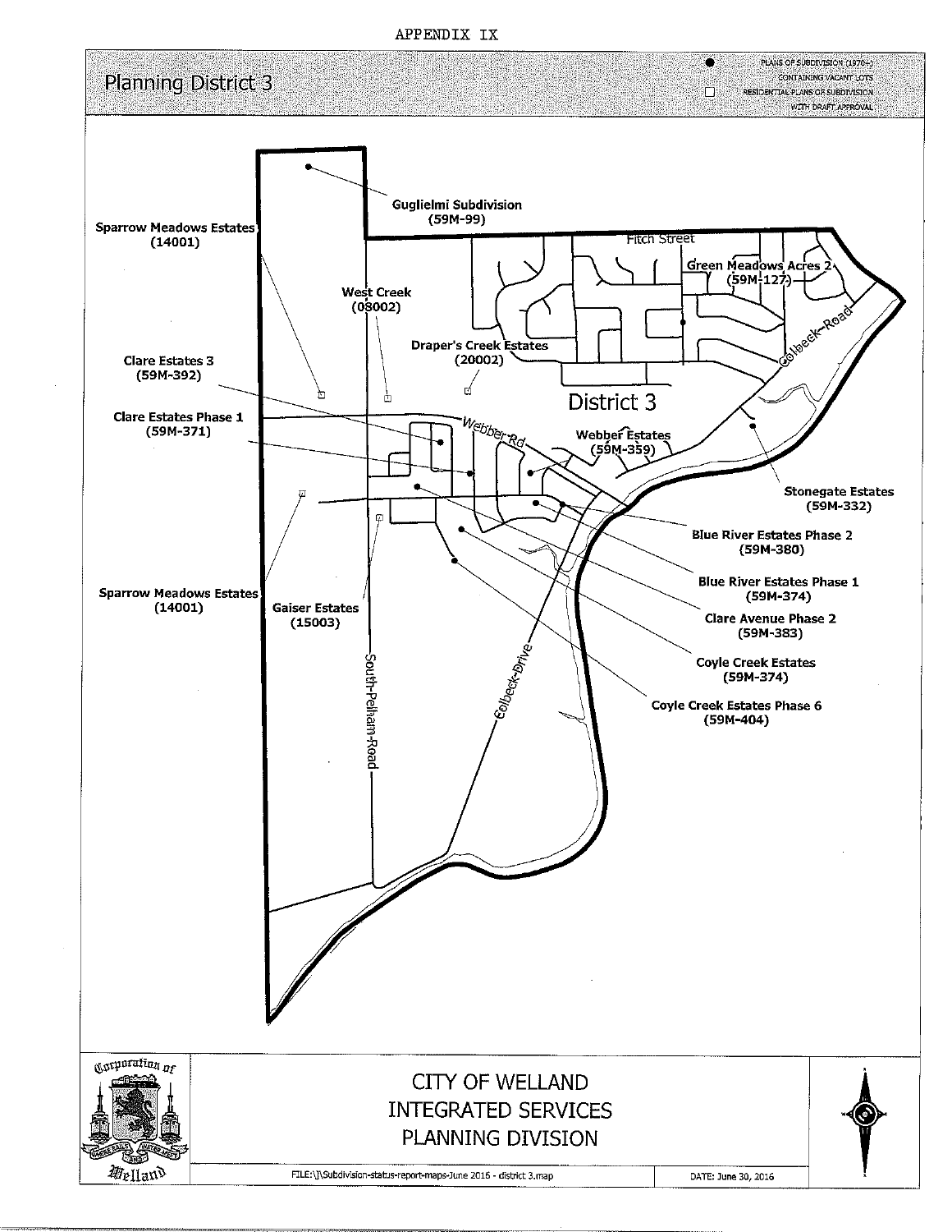APPENDIX IX

# Planning District 3

● PLANS OF SUBDIVISION (1970+) CONTAINING VACANT LOTS

☐ RESIDENTIAL PLANS OF SUBDIVISION WITH DRAFT APPROVAL

Guglielmi Subdivision (59M-99)

Sparrow Meadows Estates (14001)

Fitch Street

Green Meadows Acres 2 (59M-127)

West Creek (08002)

Colbeck Road

Draper's Creek Estates (20002)

Clare Estates 3 (59M-392)

District 3

Clare Estates Phase 1 (59M-371)

Webber Rd

Webber Estates (59M-359)

Stonegate Estates (59M-332)

Blue River Estates Phase 2 (59M-380)

Blue River Estates Phase 1 (59M-374)

Sparrow Meadows Estates (14001)

Gaiser Estates (15003)

Clare Avenue Phase 2 (59M-383)

Coyle Creek Estates (59M-374)

Coyle Creek Estates Phase 6 (59M-404)

South Pelham Road

Colbeck Drive

Corporation of Welland

CITY OF WELLAND
INTEGRATED SERVICES
PLANNING DIVISION

FILE:\J\Subdivision-status-report-maps-June 2016 - district 3.map

DATE: June 30, 2016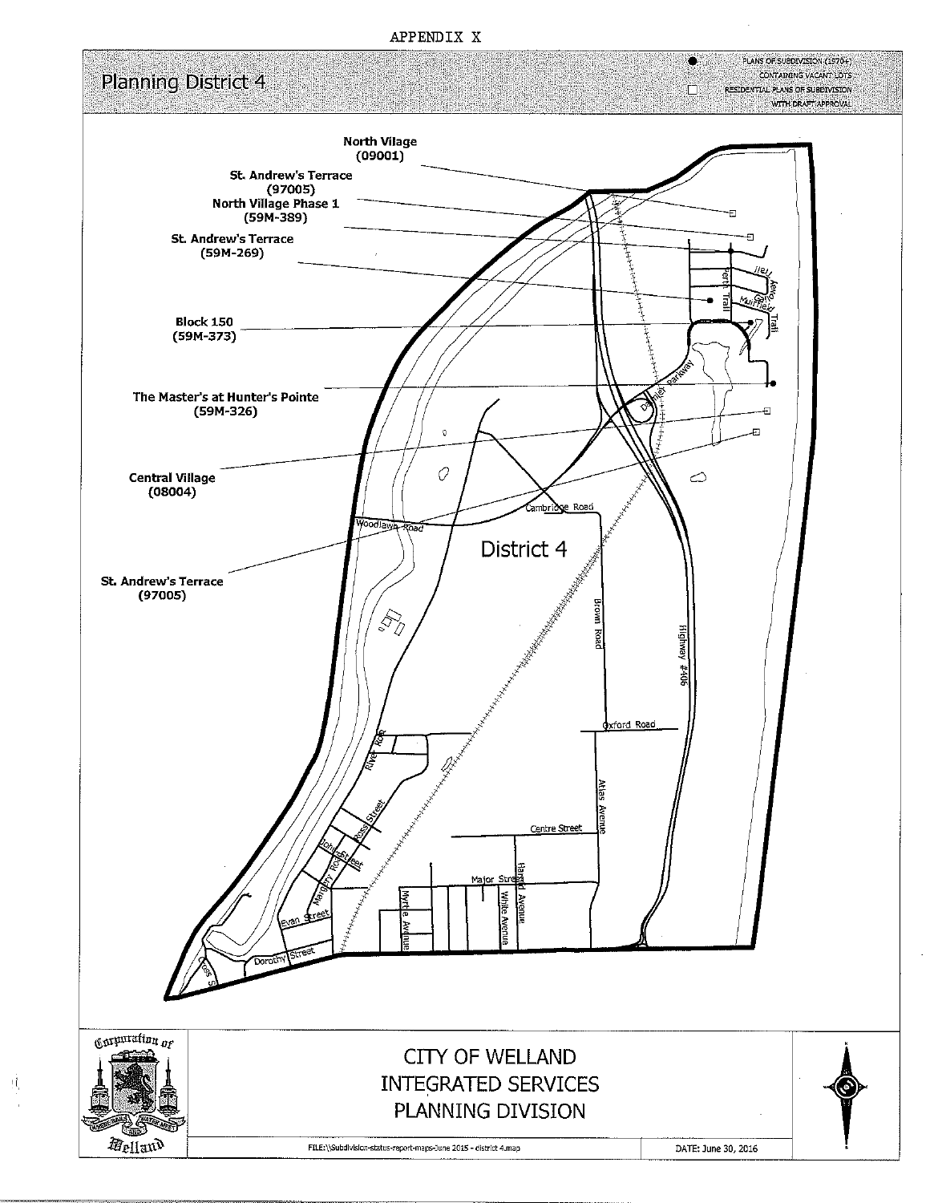APPENDIX X

# Planning District 4

● PLANS OF SUBDIVISION (1970+) CONTAINING VACANT LOTS

□ RESIDENTIAL PLANS OF SUBDIVISION WITH DRAFT APPROVAL

**North Vilage (09001)**

**St. Andrew's Terrace (97005)**

**North Village Phase 1 (59M-389)**

**St. Andrew's Terrace (59M-269)**

**Block 150 (59M-373)**

**The Master's at Hunter's Pointe (59M-326)**

**Central Village (08004)**

**St. Andrew's Terrace (97005)**

District 4

Perth Trail, Muirfield Trail, Dain City Parkway, Cambridge Road, Woodlawn Road, Brown Road, Highway #406, Oxford Road, River Road, Ross Street, John Street, Atlas Avenue, Centre Street, Major Street, Margery Road, Evan Street, Dorothy Street, Myrtle Avenue, White Avenue, Hardy Avenue, Cross St

Corporation of Welland

CITY OF WELLAND
INTEGRATED SERVICES
PLANNING DIVISION

FILE:\\Subdivision-status-report-maps-June 2015 - district 4.map

DATE: June 30, 2016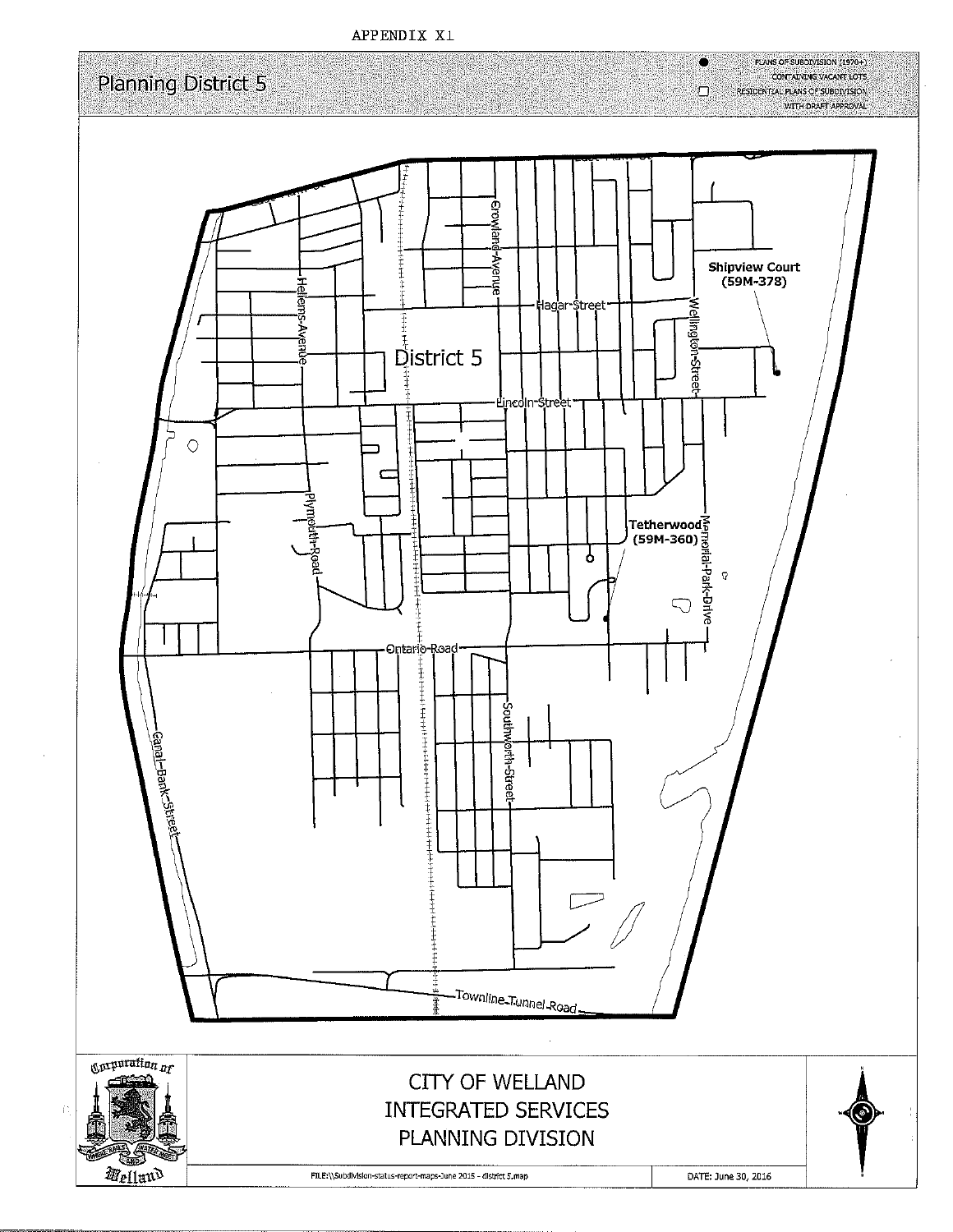APPENDIX X1

# Planning District 5

● PLANS OF SUBDIVISION (1970+) CONTAINING VACANT LOTS

☐ RESIDENTIAL PLANS OF SUBDIVISION WITH DRAFT APPROVAL

District 5

Crowland Avenue

Hagar Street

Wellington Street

Shipview Court (59M-378)

Hellems Avenue

Lincoln Street

Plymouth Road

Tetherwood (59M-360)

Memorial Park Drive

Ontario Road

Southworth Street

Canal Bank Street

Townline Tunnel Road

Corporation of Welland

CITY OF WELLAND
INTEGRATED SERVICES
PLANNING DIVISION

FILE:\\Subdivision-status-report-maps-June 2016 - district 5.map

DATE: June 30, 2016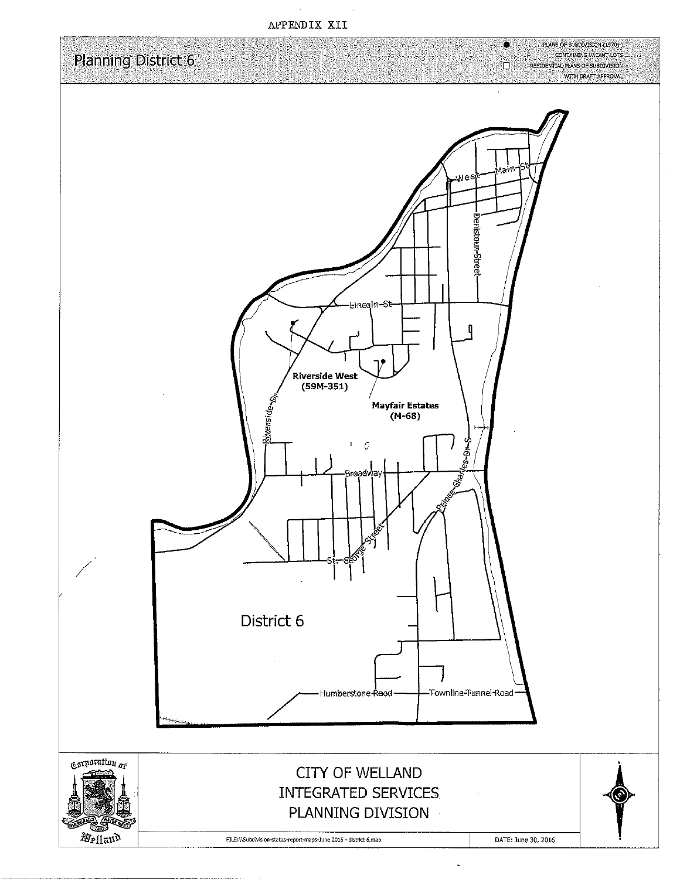APPENDIX XII

# Planning District 6

● PLANS OF SUBDIVISION (1970+) CONTAINING VACANT LOTS

□ RESIDENTIAL PLANS OF SUBDIVISION WITH DRAFT APPROVAL

West Main St

Denistoun Street

Lincoln St

Riverside West (59M-351)

Mayfair Estates (M-68)

Riverside Dr

Broadway

Prince Charles Dr S

St George Street

District 6

Humberstone Raod

Townline Tunnel Road

CITY OF WELLAND
INTEGRATED SERVICES
PLANNING DIVISION

FILE:\\Subdivision-status-report-maps-June 2015 - district 6.map

DATE: June 30, 2016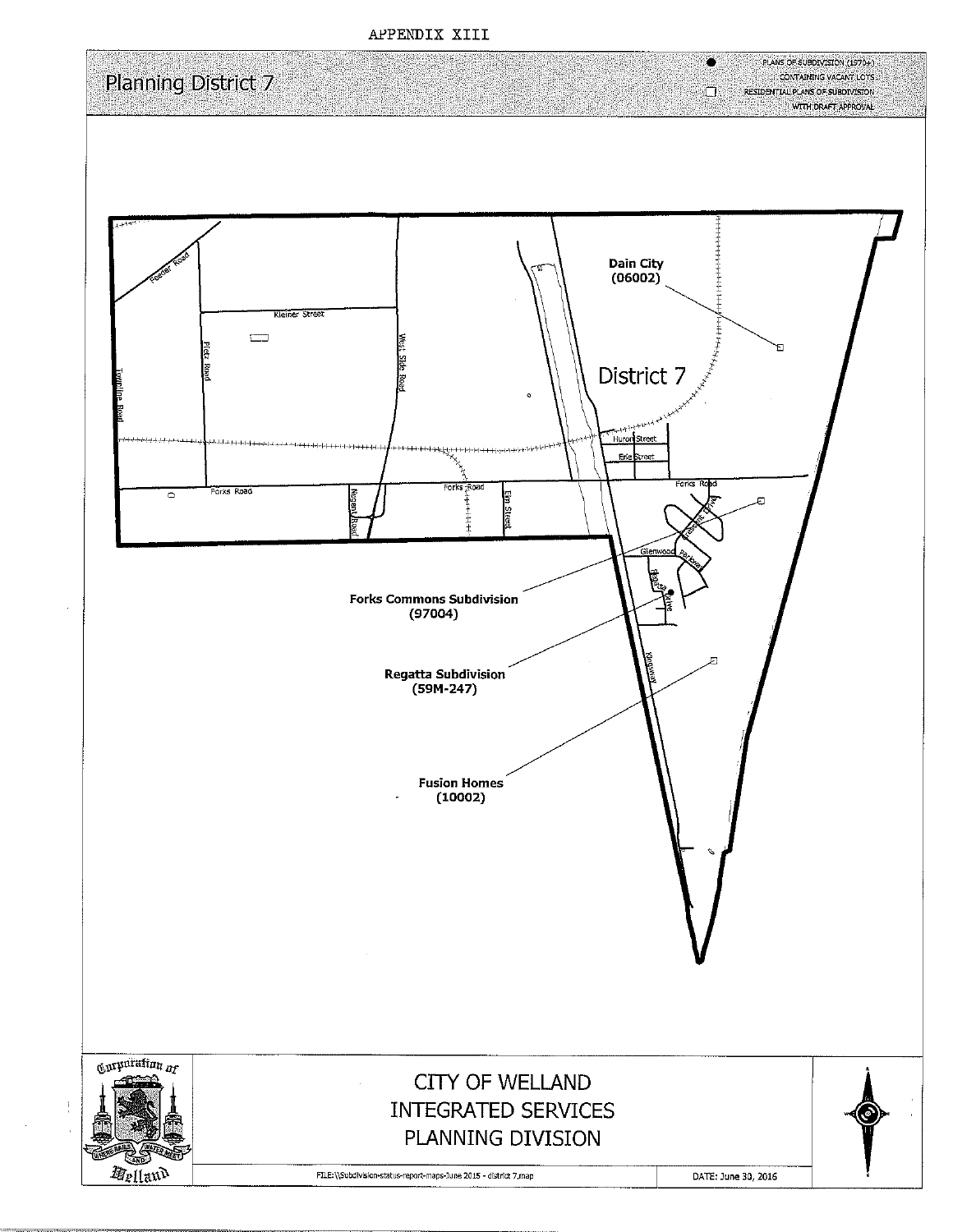APPENDIX XIII

# Planning District 7

● PLANS OF SUBDIVISION (1970+) CONTAINING VACANT LOTS

☐ RESIDENTIAL PLANS OF SUBDIVISION WITH DRAFT APPROVAL

Feeder Road

Kleiner Street

Pietz Road

Townline Road

West Side Road

Forks Road

Nugent Road

Elm Street

Huron Street

Erie Street

Glenwood Parkway

Regatta Drive

Kingsway

District 7

**Dain City (06002)**

**Forks Commons Subdivision (97004)**

**Regatta Subdivision (59M-247)**

**Fusion Homes (10002)**

CITY OF WELLAND
INTEGRATED SERVICES
PLANNING DIVISION

FILE:\\Subdivision-status-report-maps-June 2015 - district 7.map

DATE: June 30, 2016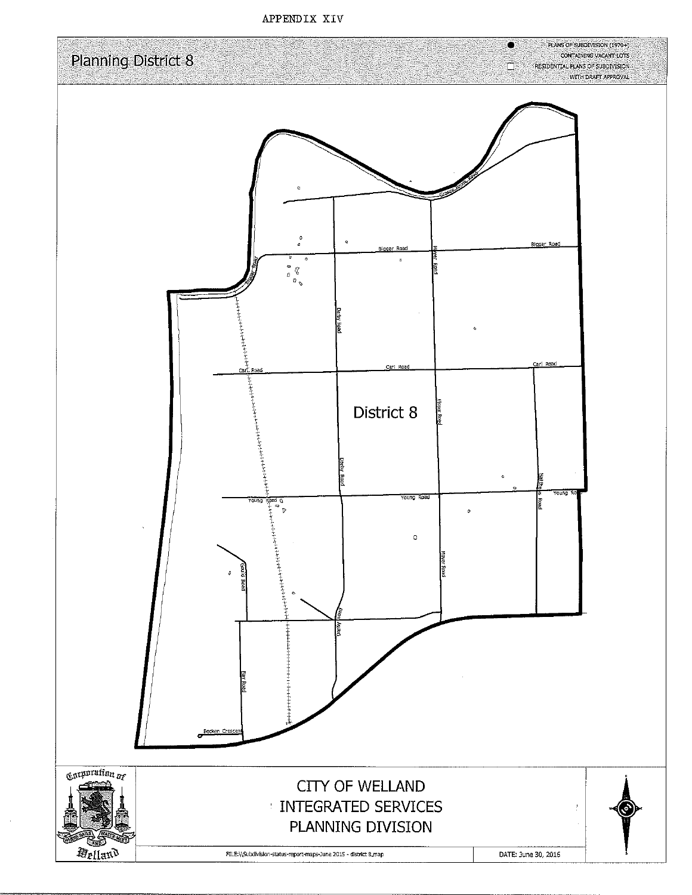APPENDIX XIV

## Planning District 8

- PLANS OF SUBDIVISION (1970+) CONTAINING VACANT LOTS
- RESIDENTIAL PLANS OF SUBDIVISION WITH DRAFT APPROVAL

District 8

Biggar Road
Biggar Road
Biggar Road
Moyer Road
Darby Road
Carl Road
Carl Road
Carl Road
Young Road
Young Road
Young Road
Matthews Road
Gould Road
Fort Road
Becken Crescent

CITY OF WELLAND
INTEGRATED SERVICES
PLANNING DIVISION

FILE:\\Subdivision-status-report-maps-June 2015 - district 8.map

DATE: June 30, 2016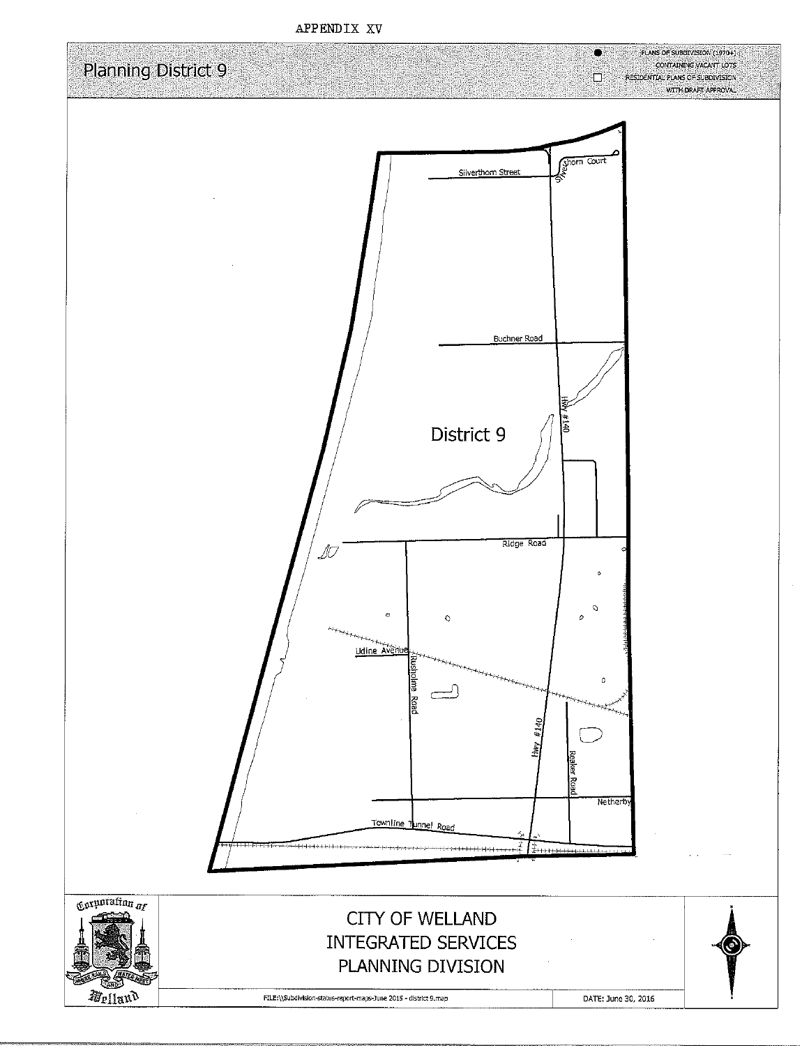APPENDIX XV

# Planning District 9

● PLANS OF SUBDIVISION (1970+) CONTAINING VACANT LOTS

□ RESIDENTIAL PLANS OF SUBDIVISION WITH DRAFT APPROVAL

Silverthorn Street

Silverthorn Court

Buchner Road

District 9

Hwy #140

Ridge Road

Udine Avenue

Rusholme Road

Hwy #140

Reaker Road

Netherby

Townline Tunnel Road

CITY OF WELLAND
INTEGRATED SERVICES
PLANNING DIVISION

FILE:\\Subdivision-status-report-maps-June 2015 - district 9.map

DATE: June 30, 2016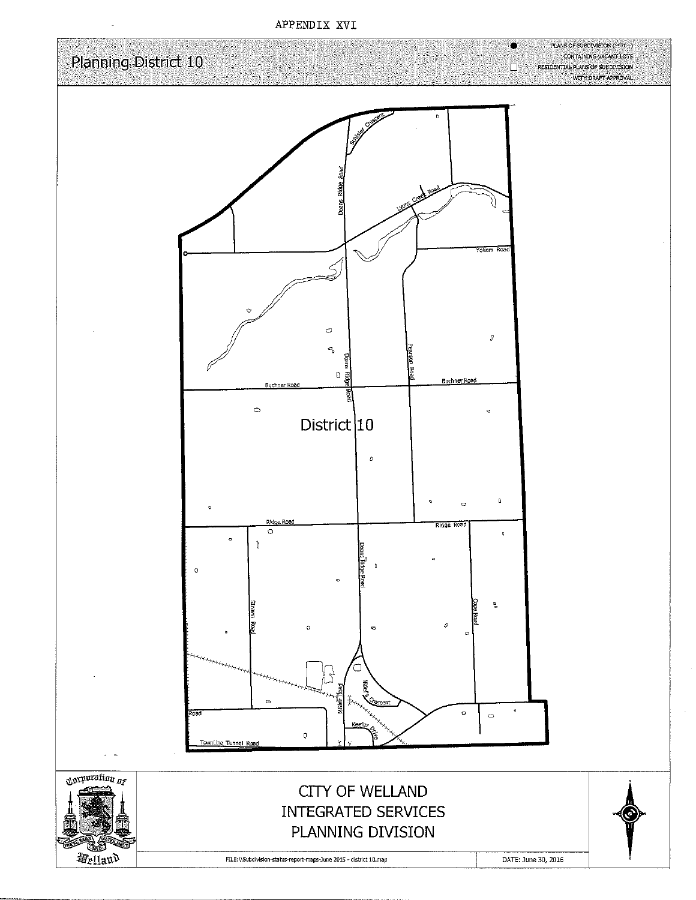APPENDIX XVI

## Planning District 10

PLANS OF SUBDIVISION (1970+) CONTAINING VACANT LOTS

RESIDENTIAL PLANS OF SUBDIVISION WITH DRAFT APPROVAL

Schisler Crescent

Doans Ridge Road

Lyons Creek Road

Yokom Road

Pearson Road

Buchner Road

Buchner Road

District 10

Ridge Road

Ridge Road

Strawn Road

Cope Road

Nickel's Crescent

Miller Road

Keefer Drive

Road

Townline Tunnel Road

CITY OF WELLAND
INTEGRATED SERVICES
PLANNING DIVISION

FILE:\\Subdivision-status-report-maps-June 2015 - district 10.map

DATE: June 30, 2016